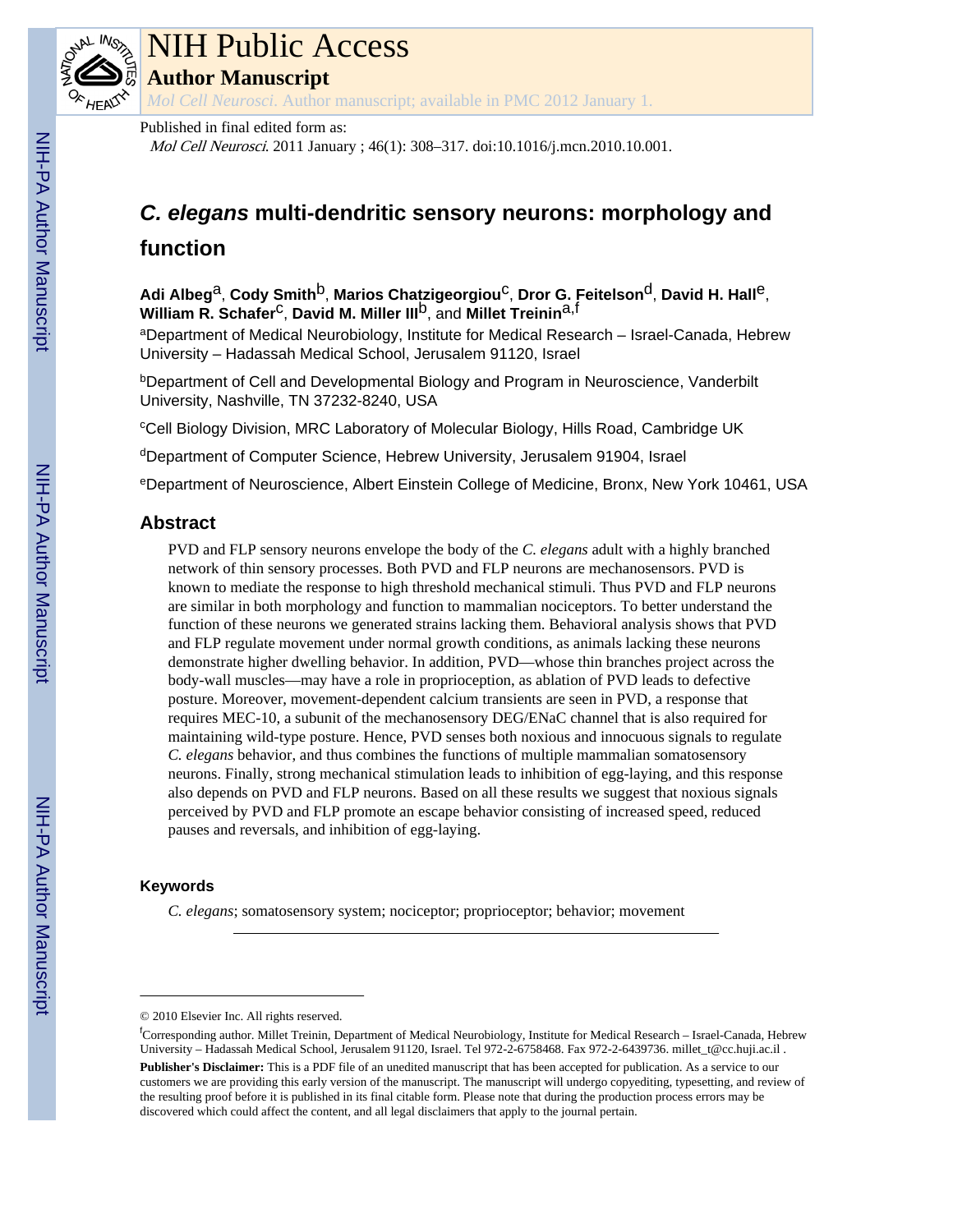# NIH Public Access

## Author Manuscript

*Mol Cell Neurosci*. Author manuscript; available in PMC 2012 January 1.

Published in final edited form as:

*Mol Cell Neurosci*. 2011 January ; 46(1): 308–317. doi:10.1016/j.mcn.2010.10.001.

# *C. elegans* multi-dendritic sensory neurons: morphology and function

**Adi Albeg**[a], **Cody Smith**[b], **Marios Chatzigeorgiou**[c], **Dror G. Feitelson**[d], **David H. Hall**[e], **William R. Schafer**[c], **David M. Miller III**[b], and **Millet Treinin**[a,f]

[a]Department of Medical Neurobiology, Institute for Medical Research – Israel-Canada, Hebrew University – Hadassah Medical School, Jerusalem 91120, Israel

[b]Department of Cell and Developmental Biology and Program in Neuroscience, Vanderbilt University, Nashville, TN 37232-8240, USA

[c]Cell Biology Division, MRC Laboratory of Molecular Biology, Hills Road, Cambridge UK

[d]Department of Computer Science, Hebrew University, Jerusalem 91904, Israel

[e]Department of Neuroscience, Albert Einstein College of Medicine, Bronx, New York 10461, USA

## Abstract

PVD and FLP sensory neurons envelope the body of the *C. elegans* adult with a highly branched network of thin sensory processes. Both PVD and FLP neurons are mechanosensors. PVD is known to mediate the response to high threshold mechanical stimuli. Thus PVD and FLP neurons are similar in both morphology and function to mammalian nociceptors. To better understand the function of these neurons we generated strains lacking them. Behavioral analysis shows that PVD and FLP regulate movement under normal growth conditions, as animals lacking these neurons demonstrate higher dwelling behavior. In addition, PVD—whose thin branches project across the body-wall muscles—may have a role in proprioception, as ablation of PVD leads to defective posture. Moreover, movement-dependent calcium transients are seen in PVD, a response that requires MEC-10, a subunit of the mechanosensory DEG/ENaC channel that is also required for maintaining wild-type posture. Hence, PVD senses both noxious and innocuous signals to regulate *C. elegans* behavior, and thus combines the functions of multiple mammalian somatosensory neurons. Finally, strong mechanical stimulation leads to inhibition of egg-laying, and this response also depends on PVD and FLP neurons. Based on all these results we suggest that noxious signals perceived by PVD and FLP promote an escape behavior consisting of increased speed, reduced pauses and reversals, and inhibition of egg-laying.

### Keywords

*C. elegans*; somatosensory system; nociceptor; proprioceptor; behavior; movement

---

© 2010 Elsevier Inc. All rights reserved.

[f]Corresponding author. Millet Treinin, Department of Medical Neurobiology, Institute for Medical Research – Israel-Canada, Hebrew University – Hadassah Medical School, Jerusalem 91120, Israel. Tel 972-2-6758468. Fax 972-2-6439736. millet_t@cc.huji.ac.il .

**Publisher's Disclaimer:** This is a PDF file of an unedited manuscript that has been accepted for publication. As a service to our customers we are providing this early version of the manuscript. The manuscript will undergo copyediting, typesetting, and review of the resulting proof before it is published in its final citable form. Please note that during the production process errors may be discovered which could affect the content, and all legal disclaimers that apply to the journal pertain.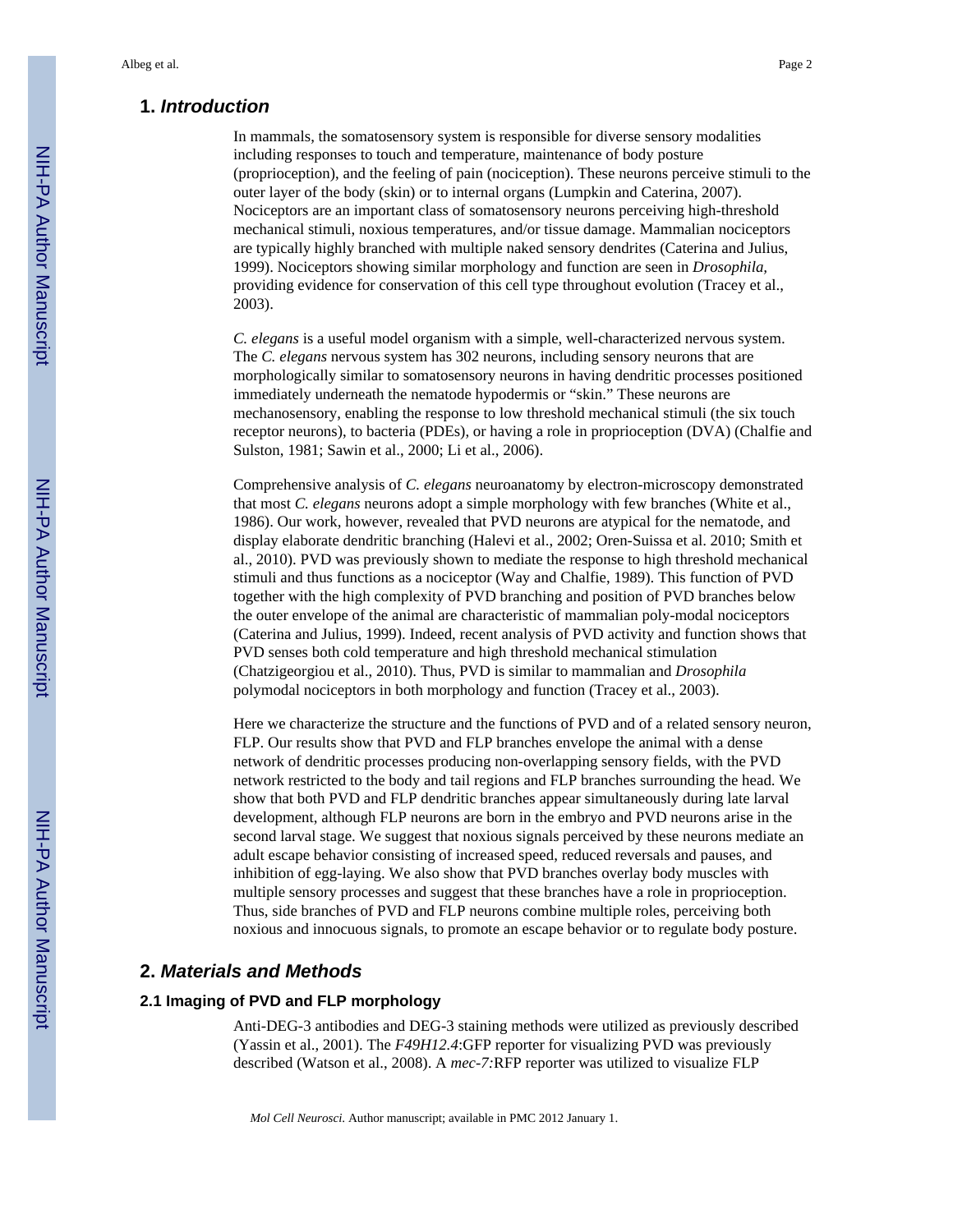## 1. *Introduction*

In mammals, the somatosensory system is responsible for diverse sensory modalities including responses to touch and temperature, maintenance of body posture (proprioception), and the feeling of pain (nociception). These neurons perceive stimuli to the outer layer of the body (skin) or to internal organs (Lumpkin and Caterina, 2007). Nociceptors are an important class of somatosensory neurons perceiving high-threshold mechanical stimuli, noxious temperatures, and/or tissue damage. Mammalian nociceptors are typically highly branched with multiple naked sensory dendrites (Caterina and Julius, 1999). Nociceptors showing similar morphology and function are seen in *Drosophila*, providing evidence for conservation of this cell type throughout evolution (Tracey et al., 2003).

*C. elegans* is a useful model organism with a simple, well-characterized nervous system. The *C. elegans* nervous system has 302 neurons, including sensory neurons that are morphologically similar to somatosensory neurons in having dendritic processes positioned immediately underneath the nematode hypodermis or "skin." These neurons are mechanosensory, enabling the response to low threshold mechanical stimuli (the six touch receptor neurons), to bacteria (PDEs), or having a role in proprioception (DVA) (Chalfie and Sulston, 1981; Sawin et al., 2000; Li et al., 2006).

Comprehensive analysis of *C. elegans* neuroanatomy by electron-microscopy demonstrated that most *C. elegans* neurons adopt a simple morphology with few branches (White et al., 1986). Our work, however, revealed that PVD neurons are atypical for the nematode, and display elaborate dendritic branching (Halevi et al., 2002; Oren-Suissa et al. 2010; Smith et al., 2010). PVD was previously shown to mediate the response to high threshold mechanical stimuli and thus functions as a nociceptor (Way and Chalfie, 1989). This function of PVD together with the high complexity of PVD branching and position of PVD branches below the outer envelope of the animal are characteristic of mammalian poly-modal nociceptors (Caterina and Julius, 1999). Indeed, recent analysis of PVD activity and function shows that PVD senses both cold temperature and high threshold mechanical stimulation (Chatzigeorgiou et al., 2010). Thus, PVD is similar to mammalian and *Drosophila* polymodal nociceptors in both morphology and function (Tracey et al., 2003).

Here we characterize the structure and the functions of PVD and of a related sensory neuron, FLP. Our results show that PVD and FLP branches envelope the animal with a dense network of dendritic processes producing non-overlapping sensory fields, with the PVD network restricted to the body and tail regions and FLP branches surrounding the head. We show that both PVD and FLP dendritic branches appear simultaneously during late larval development, although FLP neurons are born in the embryo and PVD neurons arise in the second larval stage. We suggest that noxious signals perceived by these neurons mediate an adult escape behavior consisting of increased speed, reduced reversals and pauses, and inhibition of egg-laying. We also show that PVD branches overlay body muscles with multiple sensory processes and suggest that these branches have a role in proprioception. Thus, side branches of PVD and FLP neurons combine multiple roles, perceiving both noxious and innocuous signals, to promote an escape behavior or to regulate body posture.

## 2. *Materials and Methods*

### 2.1 Imaging of PVD and FLP morphology

Anti-DEG-3 antibodies and DEG-3 staining methods were utilized as previously described (Yassin et al., 2001). The *F49H12.4*:GFP reporter for visualizing PVD was previously described (Watson et al., 2008). A *mec-7*:RFP reporter was utilized to visualize FLP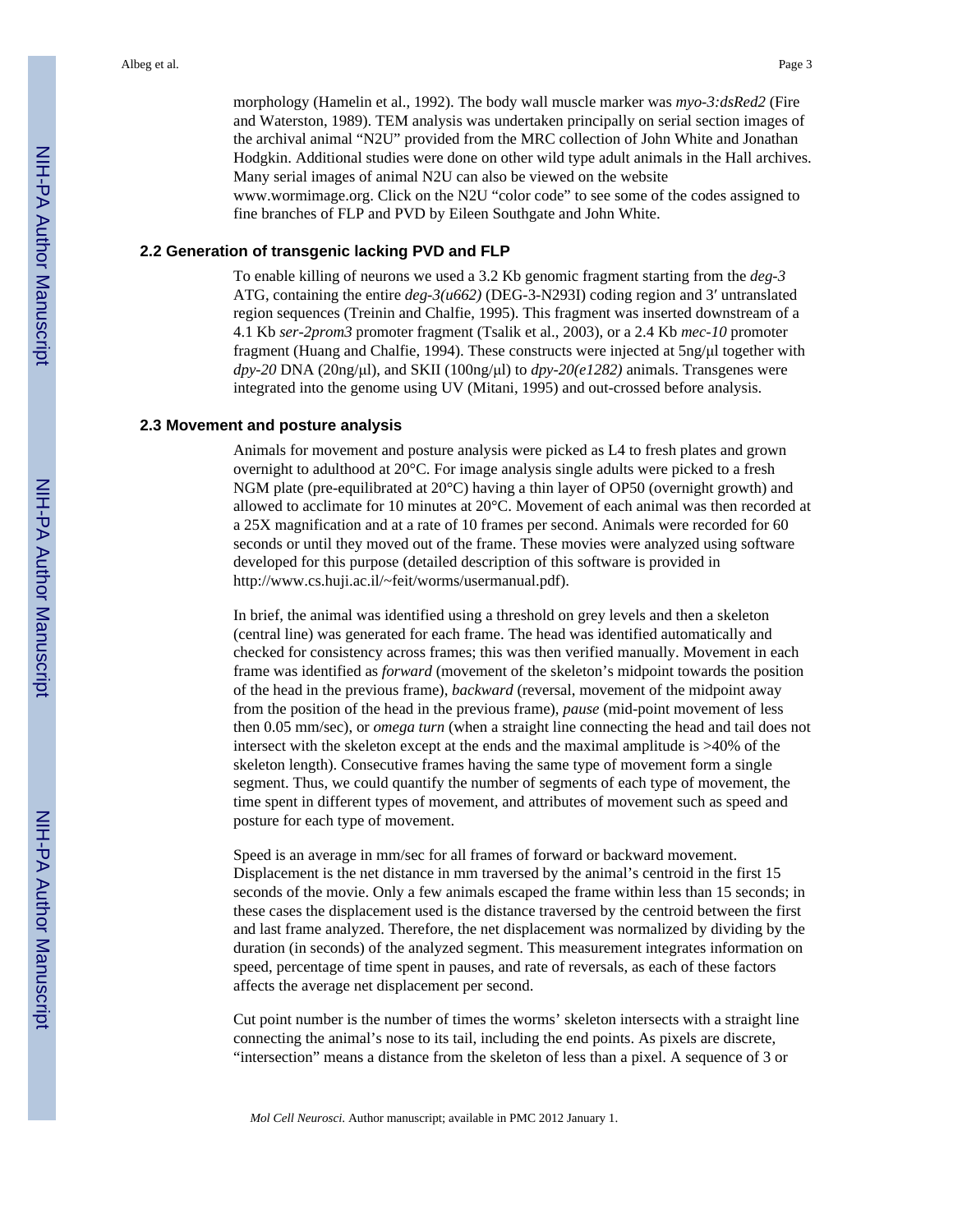morphology (Hamelin et al., 1992). The body wall muscle marker was *myo-3:dsRed2* (Fire and Waterston, 1989). TEM analysis was undertaken principally on serial section images of the archival animal "N2U" provided from the MRC collection of John White and Jonathan Hodgkin. Additional studies were done on other wild type adult animals in the Hall archives. Many serial images of animal N2U can also be viewed on the website www.wormimage.org. Click on the N2U "color code" to see some of the codes assigned to fine branches of FLP and PVD by Eileen Southgate and John White.

### 2.2 Generation of transgenic lacking PVD and FLP

To enable killing of neurons we used a 3.2 Kb genomic fragment starting from the *deg-3* ATG, containing the entire *deg-3(u662)* (DEG-3-N293I) coding region and 3′ untranslated region sequences (Treinin and Chalfie, 1995). This fragment was inserted downstream of a 4.1 Kb *ser-2prom3* promoter fragment (Tsalik et al., 2003), or a 2.4 Kb *mec-10* promoter fragment (Huang and Chalfie, 1994). These constructs were injected at 5ng/μl together with *dpy-20* DNA (20ng/μl), and SKII (100ng/μl) to *dpy-20(e1282)* animals. Transgenes were integrated into the genome using UV (Mitani, 1995) and out-crossed before analysis.

### 2.3 Movement and posture analysis

Animals for movement and posture analysis were picked as L4 to fresh plates and grown overnight to adulthood at 20°C. For image analysis single adults were picked to a fresh NGM plate (pre-equilibrated at 20°C) having a thin layer of OP50 (overnight growth) and allowed to acclimate for 10 minutes at 20°C. Movement of each animal was then recorded at a 25X magnification and at a rate of 10 frames per second. Animals were recorded for 60 seconds or until they moved out of the frame. These movies were analyzed using software developed for this purpose (detailed description of this software is provided in http://www.cs.huji.ac.il/~feit/worms/usermanual.pdf).

In brief, the animal was identified using a threshold on grey levels and then a skeleton (central line) was generated for each frame. The head was identified automatically and checked for consistency across frames; this was then verified manually. Movement in each frame was identified as *forward* (movement of the skeleton's midpoint towards the position of the head in the previous frame), *backward* (reversal, movement of the midpoint away from the position of the head in the previous frame), *pause* (mid-point movement of less then 0.05 mm/sec), or *omega turn* (when a straight line connecting the head and tail does not intersect with the skeleton except at the ends and the maximal amplitude is >40% of the skeleton length). Consecutive frames having the same type of movement form a single segment. Thus, we could quantify the number of segments of each type of movement, the time spent in different types of movement, and attributes of movement such as speed and posture for each type of movement.

Speed is an average in mm/sec for all frames of forward or backward movement. Displacement is the net distance in mm traversed by the animal's centroid in the first 15 seconds of the movie. Only a few animals escaped the frame within less than 15 seconds; in these cases the displacement used is the distance traversed by the centroid between the first and last frame analyzed. Therefore, the net displacement was normalized by dividing by the duration (in seconds) of the analyzed segment. This measurement integrates information on speed, percentage of time spent in pauses, and rate of reversals, as each of these factors affects the average net displacement per second.

Cut point number is the number of times the worms' skeleton intersects with a straight line connecting the animal's nose to its tail, including the end points. As pixels are discrete, "intersection" means a distance from the skeleton of less than a pixel. A sequence of 3 or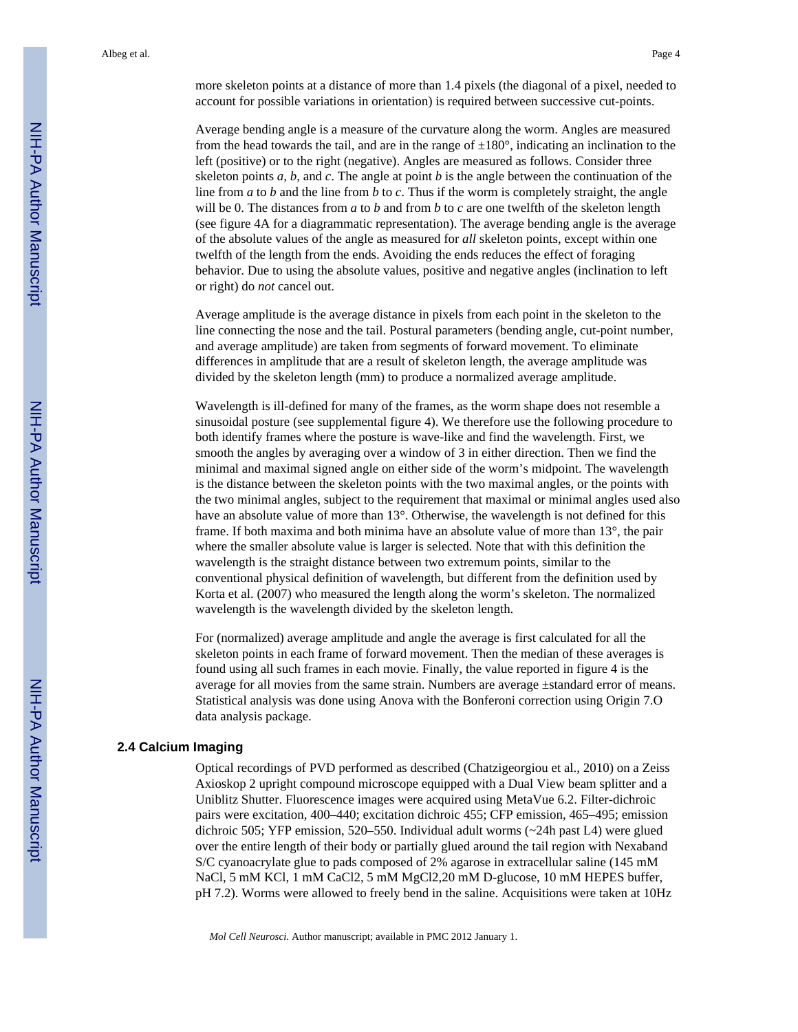more skeleton points at a distance of more than 1.4 pixels (the diagonal of a pixel, needed to account for possible variations in orientation) is required between successive cut-points.

Average bending angle is a measure of the curvature along the worm. Angles are measured from the head towards the tail, and are in the range of ±180°, indicating an inclination to the left (positive) or to the right (negative). Angles are measured as follows. Consider three skeleton points *a*, *b*, and *c*. The angle at point *b* is the angle between the continuation of the line from *a* to *b* and the line from *b* to *c*. Thus if the worm is completely straight, the angle will be 0. The distances from *a* to *b* and from *b* to *c* are one twelfth of the skeleton length (see figure 4A for a diagrammatic representation). The average bending angle is the average of the absolute values of the angle as measured for *all* skeleton points, except within one twelfth of the length from the ends. Avoiding the ends reduces the effect of foraging behavior. Due to using the absolute values, positive and negative angles (inclination to left or right) do *not* cancel out.

Average amplitude is the average distance in pixels from each point in the skeleton to the line connecting the nose and the tail. Postural parameters (bending angle, cut-point number, and average amplitude) are taken from segments of forward movement. To eliminate differences in amplitude that are a result of skeleton length, the average amplitude was divided by the skeleton length (mm) to produce a normalized average amplitude.

Wavelength is ill-defined for many of the frames, as the worm shape does not resemble a sinusoidal posture (see supplemental figure 4). We therefore use the following procedure to both identify frames where the posture is wave-like and find the wavelength. First, we smooth the angles by averaging over a window of 3 in either direction. Then we find the minimal and maximal signed angle on either side of the worm's midpoint. The wavelength is the distance between the skeleton points with the two maximal angles, or the points with the two minimal angles, subject to the requirement that maximal or minimal angles used also have an absolute value of more than 13°. Otherwise, the wavelength is not defined for this frame. If both maxima and both minima have an absolute value of more than 13°, the pair where the smaller absolute value is larger is selected. Note that with this definition the wavelength is the straight distance between two extremum points, similar to the conventional physical definition of wavelength, but different from the definition used by Korta et al. (2007) who measured the length along the worm's skeleton. The normalized wavelength is the wavelength divided by the skeleton length.

For (normalized) average amplitude and angle the average is first calculated for all the skeleton points in each frame of forward movement. Then the median of these averages is found using all such frames in each movie. Finally, the value reported in figure 4 is the average for all movies from the same strain. Numbers are average ±standard error of means. Statistical analysis was done using Anova with the Bonferoni correction using Origin 7.O data analysis package.

### 2.4 Calcium Imaging

Optical recordings of PVD performed as described (Chatzigeorgiou et al., 2010) on a Zeiss Axioskop 2 upright compound microscope equipped with a Dual View beam splitter and a Uniblitz Shutter. Fluorescence images were acquired using MetaVue 6.2. Filter-dichroic pairs were excitation, 400–440; excitation dichroic 455; CFP emission, 465–495; emission dichroic 505; YFP emission, 520–550. Individual adult worms (~24h past L4) were glued over the entire length of their body or partially glued around the tail region with Nexaband S/C cyanoacrylate glue to pads composed of 2% agarose in extracellular saline (145 mM NaCl, 5 mM KCl, 1 mM $CaCl_2$, 5 mM $MgCl_2$,20 mM D-glucose, 10 mM HEPES buffer, pH 7.2). Worms were allowed to freely bend in the saline. Acquisitions were taken at 10Hz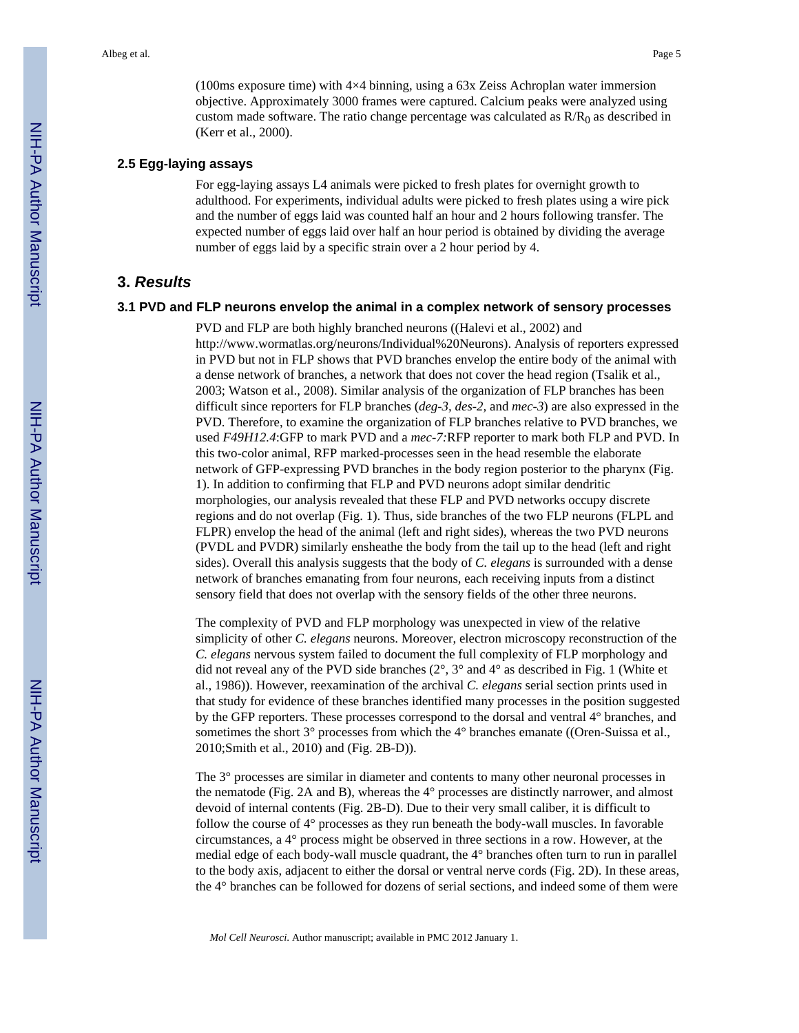(100ms exposure time) with 4×4 binning, using a 63x Zeiss Achroplan water immersion objective. Approximately 3000 frames were captured. Calcium peaks were analyzed using custom made software. The ratio change percentage was calculated as $R/R_0$ as described in (Kerr et al., 2000).

### 2.5 Egg-laying assays

For egg-laying assays L4 animals were picked to fresh plates for overnight growth to adulthood. For experiments, individual adults were picked to fresh plates using a wire pick and the number of eggs laid was counted half an hour and 2 hours following transfer. The expected number of eggs laid over half an hour period is obtained by dividing the average number of eggs laid by a specific strain over a 2 hour period by 4.

## 3. *Results*

### 3.1 PVD and FLP neurons envelop the animal in a complex network of sensory processes

PVD and FLP are both highly branched neurons ((Halevi et al., 2002) and http://www.wormatlas.org/neurons/Individual%20Neurons). Analysis of reporters expressed in PVD but not in FLP shows that PVD branches envelop the entire body of the animal with a dense network of branches, a network that does not cover the head region (Tsalik et al., 2003; Watson et al., 2008). Similar analysis of the organization of FLP branches has been difficult since reporters for FLP branches (*deg-3*, *des-2*, and *mec-3*) are also expressed in the PVD. Therefore, to examine the organization of FLP branches relative to PVD branches, we used *F49H12.4*:GFP to mark PVD and a *mec-7:*RFP reporter to mark both FLP and PVD. In this two-color animal, RFP marked-processes seen in the head resemble the elaborate network of GFP-expressing PVD branches in the body region posterior to the pharynx (Fig. 1). In addition to confirming that FLP and PVD neurons adopt similar dendritic morphologies, our analysis revealed that these FLP and PVD networks occupy discrete regions and do not overlap (Fig. 1). Thus, side branches of the two FLP neurons (FLPL and FLPR) envelop the head of the animal (left and right sides), whereas the two PVD neurons (PVDL and PVDR) similarly ensheathe the body from the tail up to the head (left and right sides). Overall this analysis suggests that the body of *C. elegans* is surrounded with a dense network of branches emanating from four neurons, each receiving inputs from a distinct sensory field that does not overlap with the sensory fields of the other three neurons.

The complexity of PVD and FLP morphology was unexpected in view of the relative simplicity of other *C. elegans* neurons. Moreover, electron microscopy reconstruction of the *C. elegans* nervous system failed to document the full complexity of FLP morphology and did not reveal any of the PVD side branches (2°, 3° and 4° as described in Fig. 1 (White et al., 1986)). However, reexamination of the archival *C. elegans* serial section prints used in that study for evidence of these branches identified many processes in the position suggested by the GFP reporters. These processes correspond to the dorsal and ventral 4° branches, and sometimes the short 3° processes from which the 4° branches emanate ((Oren-Suissa et al., 2010;Smith et al., 2010) and (Fig. 2B-D)).

The 3° processes are similar in diameter and contents to many other neuronal processes in the nematode (Fig. 2A and B), whereas the 4° processes are distinctly narrower, and almost devoid of internal contents (Fig. 2B-D). Due to their very small caliber, it is difficult to follow the course of 4° processes as they run beneath the body-wall muscles. In favorable circumstances, a 4° process might be observed in three sections in a row. However, at the medial edge of each body-wall muscle quadrant, the 4° branches often turn to run in parallel to the body axis, adjacent to either the dorsal or ventral nerve cords (Fig. 2D). In these areas, the 4° branches can be followed for dozens of serial sections, and indeed some of them were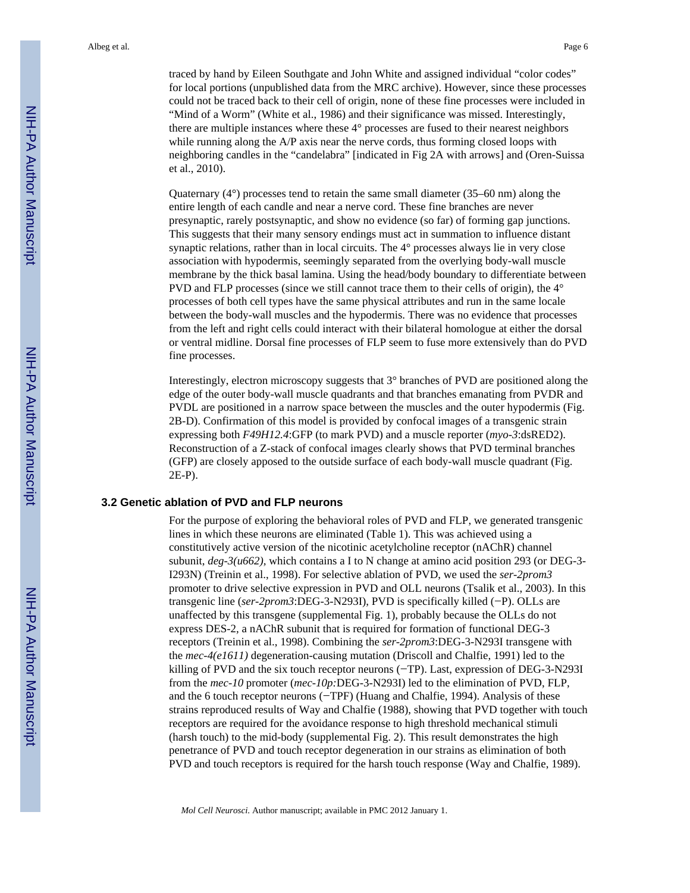traced by hand by Eileen Southgate and John White and assigned individual "color codes" for local portions (unpublished data from the MRC archive). However, since these processes could not be traced back to their cell of origin, none of these fine processes were included in "Mind of a Worm" (White et al., 1986) and their significance was missed. Interestingly, there are multiple instances where these 4° processes are fused to their nearest neighbors while running along the A/P axis near the nerve cords, thus forming closed loops with neighboring candles in the "candelabra" [indicated in Fig 2A with arrows] and (Oren-Suissa et al., 2010).

Quaternary (4°) processes tend to retain the same small diameter (35–60 nm) along the entire length of each candle and near a nerve cord. These fine branches are never presynaptic, rarely postsynaptic, and show no evidence (so far) of forming gap junctions. This suggests that their many sensory endings must act in summation to influence distant synaptic relations, rather than in local circuits. The 4° processes always lie in very close association with hypodermis, seemingly separated from the overlying body-wall muscle membrane by the thick basal lamina. Using the head/body boundary to differentiate between PVD and FLP processes (since we still cannot trace them to their cells of origin), the 4° processes of both cell types have the same physical attributes and run in the same locale between the body-wall muscles and the hypodermis. There was no evidence that processes from the left and right cells could interact with their bilateral homologue at either the dorsal or ventral midline. Dorsal fine processes of FLP seem to fuse more extensively than do PVD fine processes.

Interestingly, electron microscopy suggests that 3° branches of PVD are positioned along the edge of the outer body-wall muscle quadrants and that branches emanating from PVDR and PVDL are positioned in a narrow space between the muscles and the outer hypodermis (Fig. 2B-D). Confirmation of this model is provided by confocal images of a transgenic strain expressing both *F49H12.4*:GFP (to mark PVD) and a muscle reporter (*myo-3*:dsRED2). Reconstruction of a Z-stack of confocal images clearly shows that PVD terminal branches (GFP) are closely apposed to the outside surface of each body-wall muscle quadrant (Fig. 2E-P).

### 3.2 Genetic ablation of PVD and FLP neurons

For the purpose of exploring the behavioral roles of PVD and FLP, we generated transgenic lines in which these neurons are eliminated (Table 1). This was achieved using a constitutively active version of the nicotinic acetylcholine receptor (nAChR) channel subunit, *deg-3(u662)*, which contains a I to N change at amino acid position 293 (or DEG-3-I293N) (Treinin et al., 1998). For selective ablation of PVD, we used the *ser-2prom3* promoter to drive selective expression in PVD and OLL neurons (Tsalik et al., 2003). In this transgenic line (*ser-2prom3*:DEG-3-N293I), PVD is specifically killed (−P). OLLs are unaffected by this transgene (supplemental Fig. 1), probably because the OLLs do not express DES-2, a nAChR subunit that is required for formation of functional DEG-3 receptors (Treinin et al., 1998). Combining the *ser-2prom3*:DEG-3-N293I transgene with the *mec-4(e1611)* degeneration-causing mutation (Driscoll and Chalfie, 1991) led to the killing of PVD and the six touch receptor neurons (−TP). Last, expression of DEG-3-N293I from the *mec-10* promoter (*mec-10p:*DEG-3-N293I) led to the elimination of PVD, FLP, and the 6 touch receptor neurons (−TPF) (Huang and Chalfie, 1994). Analysis of these strains reproduced results of Way and Chalfie (1988), showing that PVD together with touch receptors are required for the avoidance response to high threshold mechanical stimuli (harsh touch) to the mid-body (supplemental Fig. 2). This result demonstrates the high penetrance of PVD and touch receptor degeneration in our strains as elimination of both PVD and touch receptors is required for the harsh touch response (Way and Chalfie, 1989).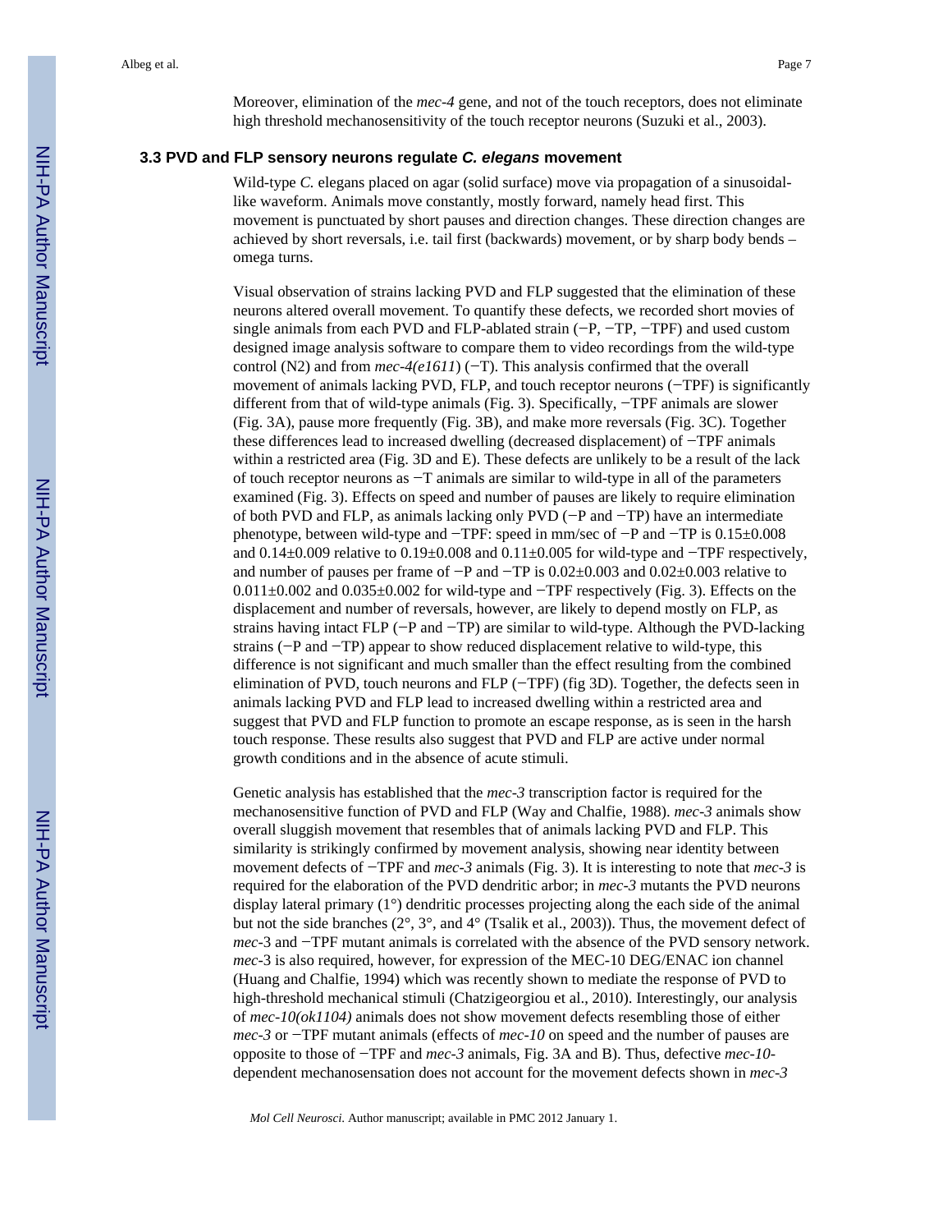Moreover, elimination of the *mec-4* gene, and not of the touch receptors, does not eliminate high threshold mechanosensitivity of the touch receptor neurons (Suzuki et al., 2003).

### 3.3 PVD and FLP sensory neurons regulate *C. elegans* movement

Wild-type *C.* elegans placed on agar (solid surface) move via propagation of a sinusoidal-like waveform. Animals move constantly, mostly forward, namely head first. This movement is punctuated by short pauses and direction changes. These direction changes are achieved by short reversals, i.e. tail first (backwards) movement, or by sharp body bends – omega turns.

Visual observation of strains lacking PVD and FLP suggested that the elimination of these neurons altered overall movement. To quantify these defects, we recorded short movies of single animals from each PVD and FLP-ablated strain (−P, −TP, −TPF) and used custom designed image analysis software to compare them to video recordings from the wild-type control (N2) and from *mec-4(e1611)* (−T). This analysis confirmed that the overall movement of animals lacking PVD, FLP, and touch receptor neurons (−TPF) is significantly different from that of wild-type animals (Fig. 3). Specifically, −TPF animals are slower (Fig. 3A), pause more frequently (Fig. 3B), and make more reversals (Fig. 3C). Together these differences lead to increased dwelling (decreased displacement) of −TPF animals within a restricted area (Fig. 3D and E). These defects are unlikely to be a result of the lack of touch receptor neurons as −T animals are similar to wild-type in all of the parameters examined (Fig. 3). Effects on speed and number of pauses are likely to require elimination of both PVD and FLP, as animals lacking only PVD (−P and −TP) have an intermediate phenotype, between wild-type and −TPF: speed in mm/sec of −P and −TP is 0.15±0.008 and 0.14±0.009 relative to 0.19±0.008 and 0.11±0.005 for wild-type and −TPF respectively, and number of pauses per frame of −P and −TP is 0.02±0.003 and 0.02±0.003 relative to 0.011±0.002 and 0.035±0.002 for wild-type and −TPF respectively (Fig. 3). Effects on the displacement and number of reversals, however, are likely to depend mostly on FLP, as strains having intact FLP (−P and −TP) are similar to wild-type. Although the PVD-lacking strains (−P and −TP) appear to show reduced displacement relative to wild-type, this difference is not significant and much smaller than the effect resulting from the combined elimination of PVD, touch neurons and FLP (−TPF) (fig 3D). Together, the defects seen in animals lacking PVD and FLP lead to increased dwelling within a restricted area and suggest that PVD and FLP function to promote an escape response, as is seen in the harsh touch response. These results also suggest that PVD and FLP are active under normal growth conditions and in the absence of acute stimuli.

Genetic analysis has established that the *mec-3* transcription factor is required for the mechanosensitive function of PVD and FLP (Way and Chalfie, 1988). *mec-3* animals show overall sluggish movement that resembles that of animals lacking PVD and FLP. This similarity is strikingly confirmed by movement analysis, showing near identity between movement defects of −TPF and *mec-3* animals (Fig. 3). It is interesting to note that *mec-3* is required for the elaboration of the PVD dendritic arbor; in *mec-3* mutants the PVD neurons display lateral primary (1°) dendritic processes projecting along the each side of the animal but not the side branches (2°, 3°, and 4° (Tsalik et al., 2003)). Thus, the movement defect of *mec*-3 and −TPF mutant animals is correlated with the absence of the PVD sensory network. *mec*-3 is also required, however, for expression of the MEC-10 DEG/ENAC ion channel (Huang and Chalfie, 1994) which was recently shown to mediate the response of PVD to high-threshold mechanical stimuli (Chatzigeorgiou et al., 2010). Interestingly, our analysis of *mec-10(ok1104)* animals does not show movement defects resembling those of either *mec-3* or −TPF mutant animals (effects of *mec-10* on speed and the number of pauses are opposite to those of −TPF and *mec-3* animals, Fig. 3A and B). Thus, defective *mec-10*-dependent mechanosensation does not account for the movement defects shown in *mec-3*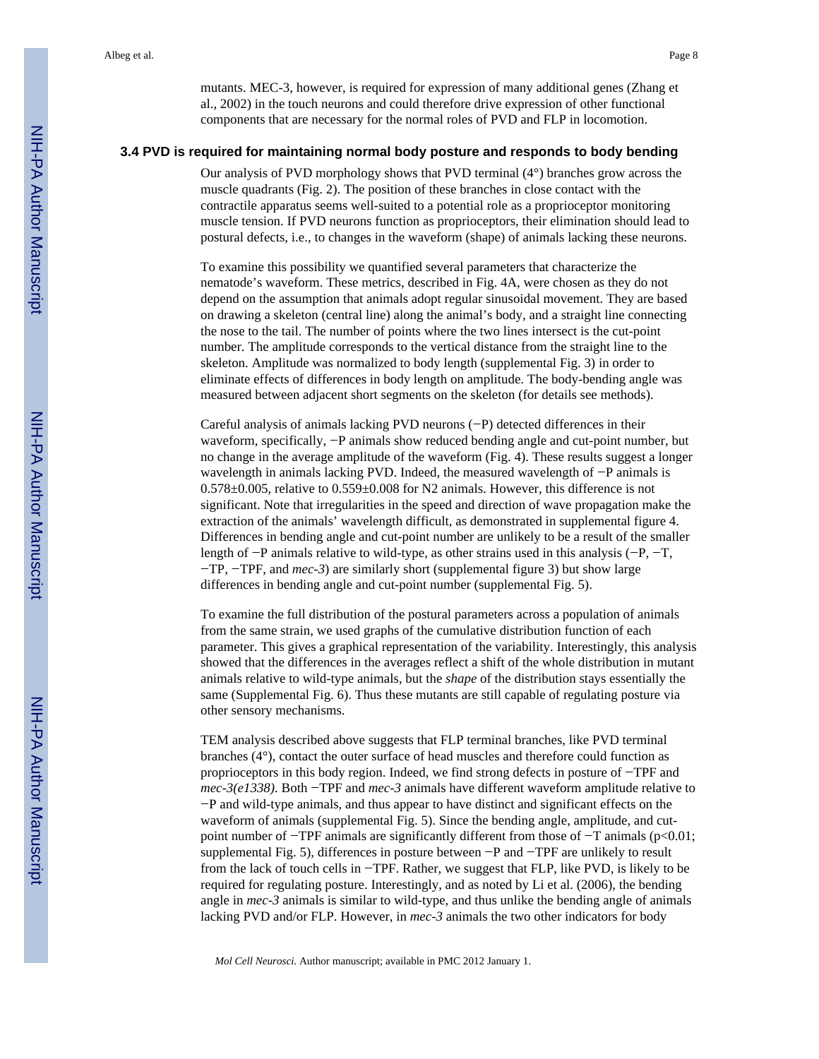mutants. MEC-3, however, is required for expression of many additional genes (Zhang et al., 2002) in the touch neurons and could therefore drive expression of other functional components that are necessary for the normal roles of PVD and FLP in locomotion.

### 3.4 PVD is required for maintaining normal body posture and responds to body bending

Our analysis of PVD morphology shows that PVD terminal (4°) branches grow across the muscle quadrants (Fig. 2). The position of these branches in close contact with the contractile apparatus seems well-suited to a potential role as a proprioceptor monitoring muscle tension. If PVD neurons function as proprioceptors, their elimination should lead to postural defects, i.e., to changes in the waveform (shape) of animals lacking these neurons.

To examine this possibility we quantified several parameters that characterize the nematode's waveform. These metrics, described in Fig. 4A, were chosen as they do not depend on the assumption that animals adopt regular sinusoidal movement. They are based on drawing a skeleton (central line) along the animal's body, and a straight line connecting the nose to the tail. The number of points where the two lines intersect is the cut-point number. The amplitude corresponds to the vertical distance from the straight line to the skeleton. Amplitude was normalized to body length (supplemental Fig. 3) in order to eliminate effects of differences in body length on amplitude. The body-bending angle was measured between adjacent short segments on the skeleton (for details see methods).

Careful analysis of animals lacking PVD neurons (−P) detected differences in their waveform, specifically, −P animals show reduced bending angle and cut-point number, but no change in the average amplitude of the waveform (Fig. 4). These results suggest a longer wavelength in animals lacking PVD. Indeed, the measured wavelength of −P animals is 0.578±0.005, relative to 0.559±0.008 for N2 animals. However, this difference is not significant. Note that irregularities in the speed and direction of wave propagation make the extraction of the animals' wavelength difficult, as demonstrated in supplemental figure 4. Differences in bending angle and cut-point number are unlikely to be a result of the smaller length of −P animals relative to wild-type, as other strains used in this analysis (−P, −T, −TP, −TPF, and *mec-3*) are similarly short (supplemental figure 3) but show large differences in bending angle and cut-point number (supplemental Fig. 5).

To examine the full distribution of the postural parameters across a population of animals from the same strain, we used graphs of the cumulative distribution function of each parameter. This gives a graphical representation of the variability. Interestingly, this analysis showed that the differences in the averages reflect a shift of the whole distribution in mutant animals relative to wild-type animals, but the *shape* of the distribution stays essentially the same (Supplemental Fig. 6). Thus these mutants are still capable of regulating posture via other sensory mechanisms.

TEM analysis described above suggests that FLP terminal branches, like PVD terminal branches (4°), contact the outer surface of head muscles and therefore could function as proprioceptors in this body region. Indeed, we find strong defects in posture of −TPF and *mec-3(e1338)*. Both −TPF and *mec-3* animals have different waveform amplitude relative to −P and wild-type animals, and thus appear to have distinct and significant effects on the waveform of animals (supplemental Fig. 5). Since the bending angle, amplitude, and cut-point number of −TPF animals are significantly different from those of −T animals ($p<0.01$; supplemental Fig. 5), differences in posture between −P and −TPF are unlikely to result from the lack of touch cells in −TPF. Rather, we suggest that FLP, like PVD, is likely to be required for regulating posture. Interestingly, and as noted by Li et al. (2006), the bending angle in *mec-3* animals is similar to wild-type, and thus unlike the bending angle of animals lacking PVD and/or FLP. However, in *mec-3* animals the two other indicators for body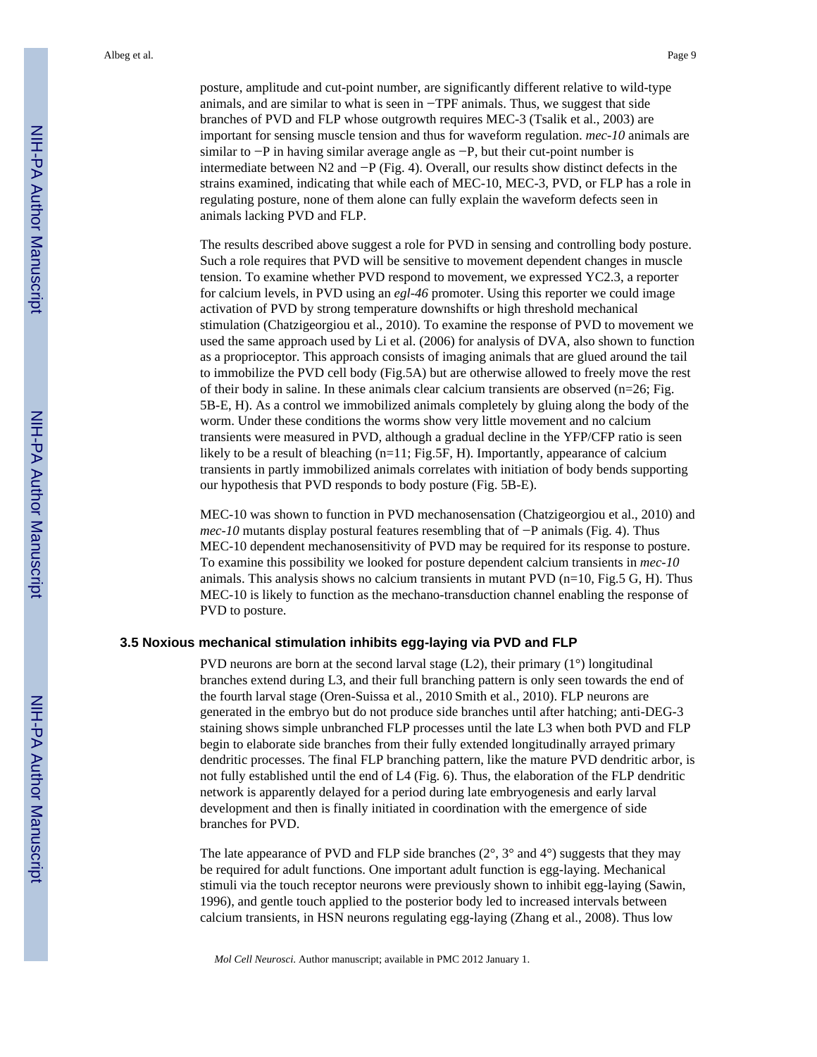posture, amplitude and cut-point number, are significantly different relative to wild-type animals, and are similar to what is seen in −TPF animals. Thus, we suggest that side branches of PVD and FLP whose outgrowth requires MEC-3 (Tsalik et al., 2003) are important for sensing muscle tension and thus for waveform regulation. *mec-10* animals are similar to −P in having similar average angle as −P, but their cut-point number is intermediate between N2 and −P (Fig. 4). Overall, our results show distinct defects in the strains examined, indicating that while each of MEC-10, MEC-3, PVD, or FLP has a role in regulating posture, none of them alone can fully explain the waveform defects seen in animals lacking PVD and FLP.

The results described above suggest a role for PVD in sensing and controlling body posture. Such a role requires that PVD will be sensitive to movement dependent changes in muscle tension. To examine whether PVD respond to movement, we expressed YC2.3, a reporter for calcium levels, in PVD using an *egl-46* promoter. Using this reporter we could image activation of PVD by strong temperature downshifts or high threshold mechanical stimulation (Chatzigeorgiou et al., 2010). To examine the response of PVD to movement we used the same approach used by Li et al. (2006) for analysis of DVA, also shown to function as a proprioceptor. This approach consists of imaging animals that are glued around the tail to immobilize the PVD cell body (Fig.5A) but are otherwise allowed to freely move the rest of their body in saline. In these animals clear calcium transients are observed (n=26; Fig. 5B-E, H). As a control we immobilized animals completely by gluing along the body of the worm. Under these conditions the worms show very little movement and no calcium transients were measured in PVD, although a gradual decline in the YFP/CFP ratio is seen likely to be a result of bleaching (n=11; Fig.5F, H). Importantly, appearance of calcium transients in partly immobilized animals correlates with initiation of body bends supporting our hypothesis that PVD responds to body posture (Fig. 5B-E).

MEC-10 was shown to function in PVD mechanosensation (Chatzigeorgiou et al., 2010) and *mec-10* mutants display postural features resembling that of −P animals (Fig. 4). Thus MEC-10 dependent mechanosensitivity of PVD may be required for its response to posture. To examine this possibility we looked for posture dependent calcium transients in *mec-10* animals. This analysis shows no calcium transients in mutant PVD (n=10, Fig.5 G, H). Thus MEC-10 is likely to function as the mechano-transduction channel enabling the response of PVD to posture.

### 3.5 Noxious mechanical stimulation inhibits egg-laying via PVD and FLP

PVD neurons are born at the second larval stage (L2), their primary (1°) longitudinal branches extend during L3, and their full branching pattern is only seen towards the end of the fourth larval stage (Oren-Suissa et al., 2010 Smith et al., 2010). FLP neurons are generated in the embryo but do not produce side branches until after hatching; anti-DEG-3 staining shows simple unbranched FLP processes until the late L3 when both PVD and FLP begin to elaborate side branches from their fully extended longitudinally arrayed primary dendritic processes. The final FLP branching pattern, like the mature PVD dendritic arbor, is not fully established until the end of L4 (Fig. 6). Thus, the elaboration of the FLP dendritic network is apparently delayed for a period during late embryogenesis and early larval development and then is finally initiated in coordination with the emergence of side branches for PVD.

The late appearance of PVD and FLP side branches (2°, 3° and 4°) suggests that they may be required for adult functions. One important adult function is egg-laying. Mechanical stimuli via the touch receptor neurons were previously shown to inhibit egg-laying (Sawin, 1996), and gentle touch applied to the posterior body led to increased intervals between calcium transients, in HSN neurons regulating egg-laying (Zhang et al., 2008). Thus low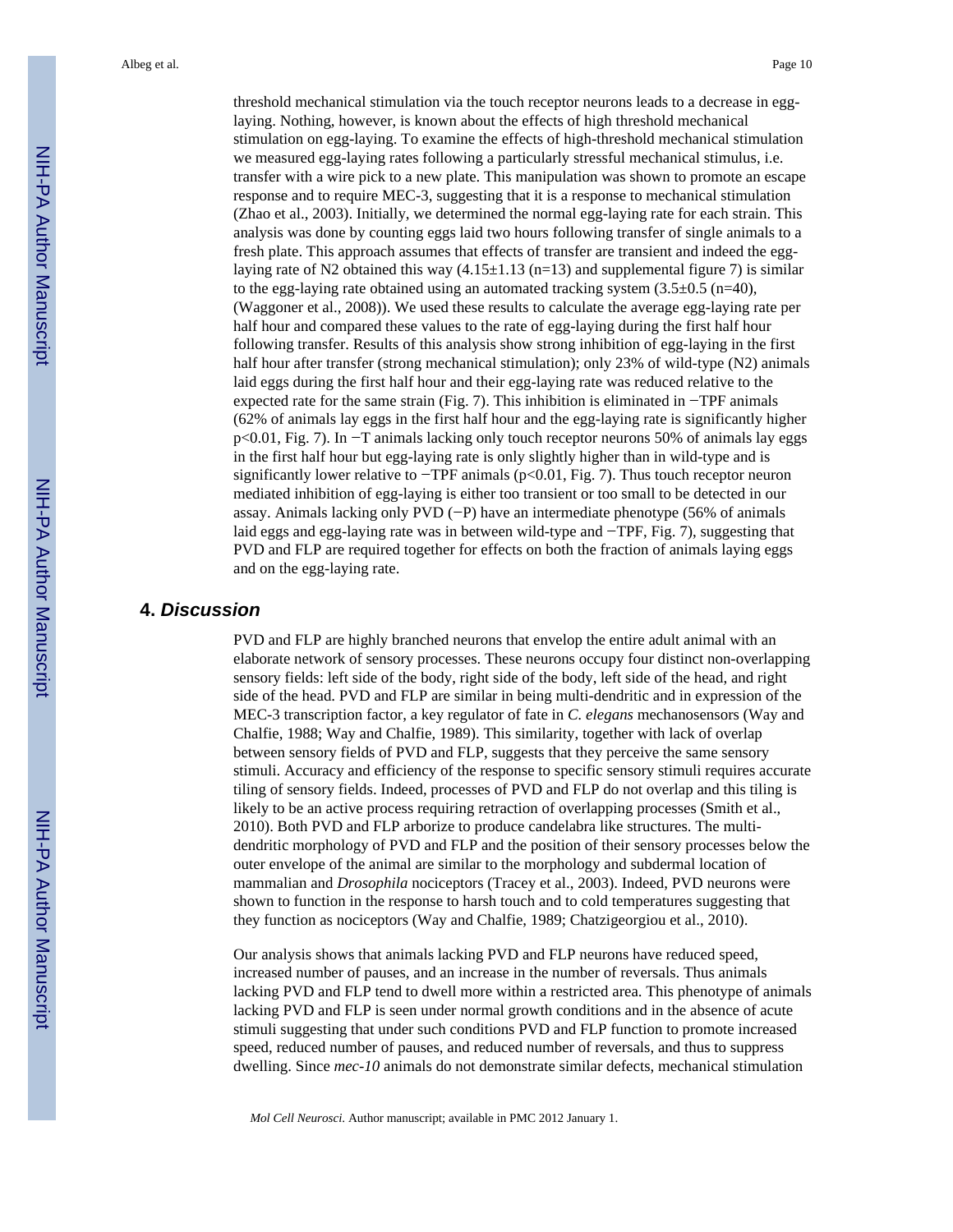threshold mechanical stimulation via the touch receptor neurons leads to a decrease in egg-laying. Nothing, however, is known about the effects of high threshold mechanical stimulation on egg-laying. To examine the effects of high-threshold mechanical stimulation we measured egg-laying rates following a particularly stressful mechanical stimulus, i.e. transfer with a wire pick to a new plate. This manipulation was shown to promote an escape response and to require MEC-3, suggesting that it is a response to mechanical stimulation (Zhao et al., 2003). Initially, we determined the normal egg-laying rate for each strain. This analysis was done by counting eggs laid two hours following transfer of single animals to a fresh plate. This approach assumes that effects of transfer are transient and indeed the egg-laying rate of N2 obtained this way ($4.15 \pm 1.13$ (n=13) and supplemental figure 7) is similar to the egg-laying rate obtained using an automated tracking system ($3.5 \pm 0.5$ (n=40), (Waggoner et al., 2008)). We used these results to calculate the average egg-laying rate per half hour and compared these values to the rate of egg-laying during the first half hour following transfer. Results of this analysis show strong inhibition of egg-laying in the first half hour after transfer (strong mechanical stimulation); only 23% of wild-type (N2) animals laid eggs during the first half hour and their egg-laying rate was reduced relative to the expected rate for the same strain (Fig. 7). This inhibition is eliminated in −TPF animals (62% of animals lay eggs in the first half hour and the egg-laying rate is significantly higher $p<0.01$, Fig. 7). In −T animals lacking only touch receptor neurons 50% of animals lay eggs in the first half hour but egg-laying rate is only slightly higher than in wild-type and is significantly lower relative to −TPF animals ($p<0.01$, Fig. 7). Thus touch receptor neuron mediated inhibition of egg-laying is either too transient or too small to be detected in our assay. Animals lacking only PVD (−P) have an intermediate phenotype (56% of animals laid eggs and egg-laying rate was in between wild-type and −TPF, Fig. 7), suggesting that PVD and FLP are required together for effects on both the fraction of animals laying eggs and on the egg-laying rate.

## 4. *Discussion*

PVD and FLP are highly branched neurons that envelop the entire adult animal with an elaborate network of sensory processes. These neurons occupy four distinct non-overlapping sensory fields: left side of the body, right side of the body, left side of the head, and right side of the head. PVD and FLP are similar in being multi-dendritic and in expression of the MEC-3 transcription factor, a key regulator of fate in *C. elegans* mechanosensors (Way and Chalfie, 1988; Way and Chalfie, 1989). This similarity, together with lack of overlap between sensory fields of PVD and FLP, suggests that they perceive the same sensory stimuli. Accuracy and efficiency of the response to specific sensory stimuli requires accurate tiling of sensory fields. Indeed, processes of PVD and FLP do not overlap and this tiling is likely to be an active process requiring retraction of overlapping processes (Smith et al., 2010). Both PVD and FLP arborize to produce candelabra like structures. The multi-dendritic morphology of PVD and FLP and the position of their sensory processes below the outer envelope of the animal are similar to the morphology and subdermal location of mammalian and *Drosophila* nociceptors (Tracey et al., 2003). Indeed, PVD neurons were shown to function in the response to harsh touch and to cold temperatures suggesting that they function as nociceptors (Way and Chalfie, 1989; Chatzigeorgiou et al., 2010).

Our analysis shows that animals lacking PVD and FLP neurons have reduced speed, increased number of pauses, and an increase in the number of reversals. Thus animals lacking PVD and FLP tend to dwell more within a restricted area. This phenotype of animals lacking PVD and FLP is seen under normal growth conditions and in the absence of acute stimuli suggesting that under such conditions PVD and FLP function to promote increased speed, reduced number of pauses, and reduced number of reversals, and thus to suppress dwelling. Since *mec-10* animals do not demonstrate similar defects, mechanical stimulation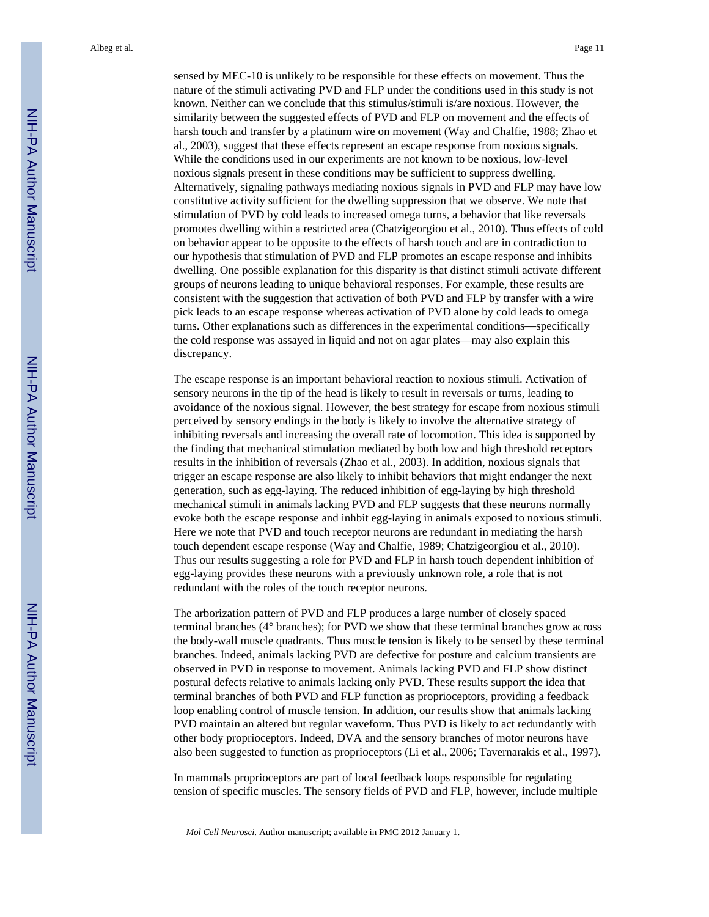sensed by MEC-10 is unlikely to be responsible for these effects on movement. Thus the nature of the stimuli activating PVD and FLP under the conditions used in this study is not known. Neither can we conclude that this stimulus/stimuli is/are noxious. However, the similarity between the suggested effects of PVD and FLP on movement and the effects of harsh touch and transfer by a platinum wire on movement (Way and Chalfie, 1988; Zhao et al., 2003), suggest that these effects represent an escape response from noxious signals. While the conditions used in our experiments are not known to be noxious, low-level noxious signals present in these conditions may be sufficient to suppress dwelling. Alternatively, signaling pathways mediating noxious signals in PVD and FLP may have low constitutive activity sufficient for the dwelling suppression that we observe. We note that stimulation of PVD by cold leads to increased omega turns, a behavior that like reversals promotes dwelling within a restricted area (Chatzigeorgiou et al., 2010). Thus effects of cold on behavior appear to be opposite to the effects of harsh touch and are in contradiction to our hypothesis that stimulation of PVD and FLP promotes an escape response and inhibits dwelling. One possible explanation for this disparity is that distinct stimuli activate different groups of neurons leading to unique behavioral responses. For example, these results are consistent with the suggestion that activation of both PVD and FLP by transfer with a wire pick leads to an escape response whereas activation of PVD alone by cold leads to omega turns. Other explanations such as differences in the experimental conditions—specifically the cold response was assayed in liquid and not on agar plates—may also explain this discrepancy.

The escape response is an important behavioral reaction to noxious stimuli. Activation of sensory neurons in the tip of the head is likely to result in reversals or turns, leading to avoidance of the noxious signal. However, the best strategy for escape from noxious stimuli perceived by sensory endings in the body is likely to involve the alternative strategy of inhibiting reversals and increasing the overall rate of locomotion. This idea is supported by the finding that mechanical stimulation mediated by both low and high threshold receptors results in the inhibition of reversals (Zhao et al., 2003). In addition, noxious signals that trigger an escape response are also likely to inhibit behaviors that might endanger the next generation, such as egg-laying. The reduced inhibition of egg-laying by high threshold mechanical stimuli in animals lacking PVD and FLP suggests that these neurons normally evoke both the escape response and inhbit egg-laying in animals exposed to noxious stimuli. Here we note that PVD and touch receptor neurons are redundant in mediating the harsh touch dependent escape response (Way and Chalfie, 1989; Chatzigeorgiou et al., 2010). Thus our results suggesting a role for PVD and FLP in harsh touch dependent inhibition of egg-laying provides these neurons with a previously unknown role, a role that is not redundant with the roles of the touch receptor neurons.

The arborization pattern of PVD and FLP produces a large number of closely spaced terminal branches (4° branches); for PVD we show that these terminal branches grow across the body-wall muscle quadrants. Thus muscle tension is likely to be sensed by these terminal branches. Indeed, animals lacking PVD are defective for posture and calcium transients are observed in PVD in response to movement. Animals lacking PVD and FLP show distinct postural defects relative to animals lacking only PVD. These results support the idea that terminal branches of both PVD and FLP function as proprioceptors, providing a feedback loop enabling control of muscle tension. In addition, our results show that animals lacking PVD maintain an altered but regular waveform. Thus PVD is likely to act redundantly with other body proprioceptors. Indeed, DVA and the sensory branches of motor neurons have also been suggested to function as proprioceptors (Li et al., 2006; Tavernarakis et al., 1997).

In mammals proprioceptors are part of local feedback loops responsible for regulating tension of specific muscles. The sensory fields of PVD and FLP, however, include multiple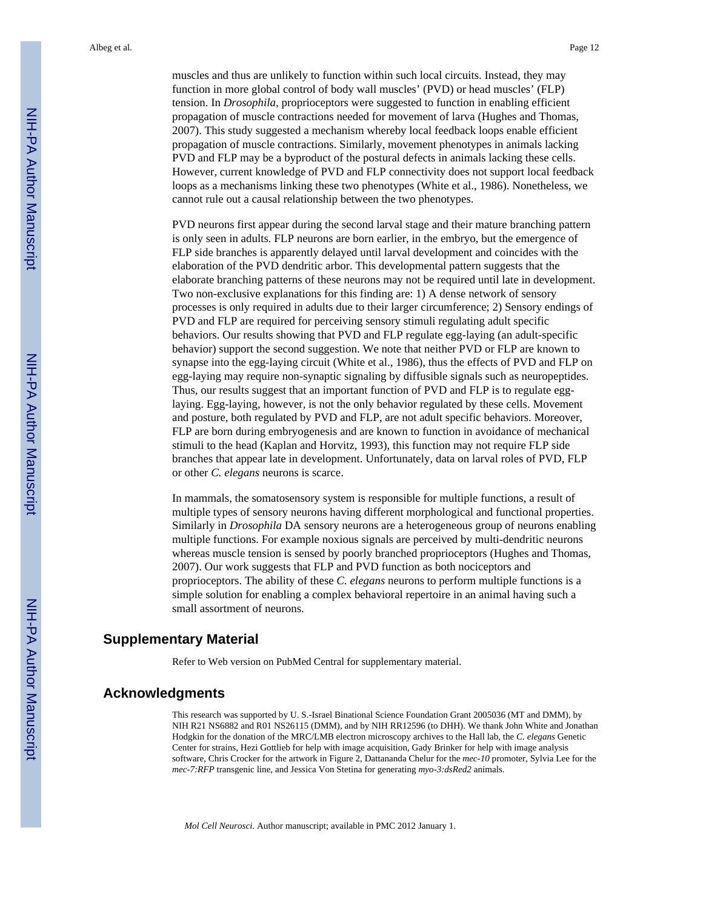muscles and thus are unlikely to function within such local circuits. Instead, they may function in more global control of body wall muscles' (PVD) or head muscles' (FLP) tension. In *Drosophila*, proprioceptors were suggested to function in enabling efficient propagation of muscle contractions needed for movement of larva (Hughes and Thomas, 2007). This study suggested a mechanism whereby local feedback loops enable efficient propagation of muscle contractions. Similarly, movement phenotypes in animals lacking PVD and FLP may be a byproduct of the postural defects in animals lacking these cells. However, current knowledge of PVD and FLP connectivity does not support local feedback loops as a mechanisms linking these two phenotypes (White et al., 1986). Nonetheless, we cannot rule out a causal relationship between the two phenotypes.

PVD neurons first appear during the second larval stage and their mature branching pattern is only seen in adults. FLP neurons are born earlier, in the embryo, but the emergence of FLP side branches is apparently delayed until larval development and coincides with the elaboration of the PVD dendritic arbor. This developmental pattern suggests that the elaborate branching patterns of these neurons may not be required until late in development. Two non-exclusive explanations for this finding are: 1) A dense network of sensory processes is only required in adults due to their larger circumference; 2) Sensory endings of PVD and FLP are required for perceiving sensory stimuli regulating adult specific behaviors. Our results showing that PVD and FLP regulate egg-laying (an adult-specific behavior) support the second suggestion. We note that neither PVD or FLP are known to synapse into the egg-laying circuit (White et al., 1986), thus the effects of PVD and FLP on egg-laying may require non-synaptic signaling by diffusible signals such as neuropeptides. Thus, our results suggest that an important function of PVD and FLP is to regulate egg-laying. Egg-laying, however, is not the only behavior regulated by these cells. Movement and posture, both regulated by PVD and FLP, are not adult specific behaviors. Moreover, FLP are born during embryogenesis and are known to function in avoidance of mechanical stimuli to the head (Kaplan and Horvitz, 1993), this function may not require FLP side branches that appear late in development. Unfortunately, data on larval roles of PVD, FLP or other *C. elegans* neurons is scarce.

In mammals, the somatosensory system is responsible for multiple functions, a result of multiple types of sensory neurons having different morphological and functional properties. Similarly in *Drosophila* DA sensory neurons are a heterogeneous group of neurons enabling multiple functions. For example noxious signals are perceived by multi-dendritic neurons whereas muscle tension is sensed by poorly branched proprioceptors (Hughes and Thomas, 2007). Our work suggests that FLP and PVD function as both nociceptors and proprioceptors. The ability of these *C. elegans* neurons to perform multiple functions is a simple solution for enabling a complex behavioral repertoire in an animal having such a small assortment of neurons.

## Supplementary Material

Refer to Web version on PubMed Central for supplementary material.

## Acknowledgments

This research was supported by U. S.-Israel Binational Science Foundation Grant 2005036 (MT and DMM), by NIH R21 NS6882 and R01 NS26115 (DMM), and by NIH RR12596 (to DHH). We thank John White and Jonathan Hodgkin for the donation of the MRC/LMB electron microscopy archives to the Hall lab, the *C. elegans* Genetic Center for strains, Hezi Gottlieb for help with image acquisition, Gady Brinker for help with image analysis software, Chris Crocker for the artwork in Figure 2, Dattananda Chelur for the *mec-10* promoter, Sylvia Lee for the *mec-7:RFP* transgenic line, and Jessica Von Stetina for generating *myo-3:dsRed2* animals.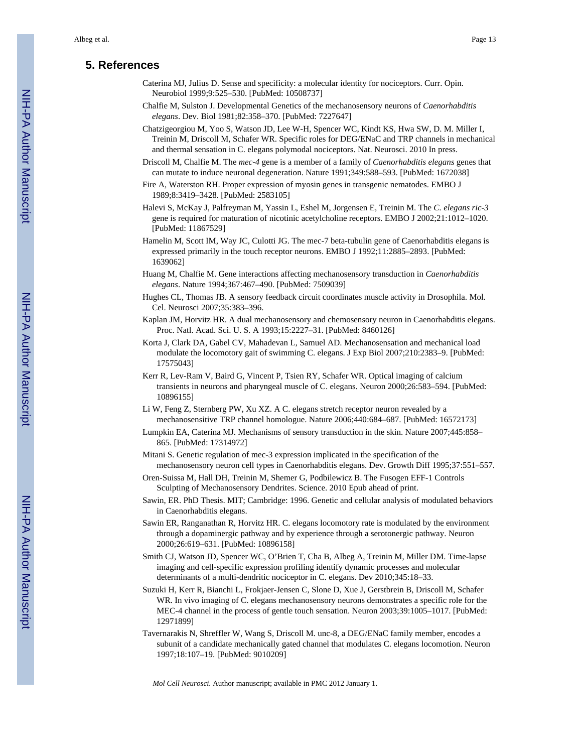## 5. References

Caterina MJ, Julius D. Sense and specificity: a molecular identity for nociceptors. Curr. Opin. Neurobiol 1999;9:525–530. [PubMed: 10508737]

Chalfie M, Sulston J. Developmental Genetics of the mechanosensory neurons of *Caenorhabditis elegans*. Dev. Biol 1981;82:358–370. [PubMed: 7227647]

Chatzigeorgiou M, Yoo S, Watson JD, Lee W-H, Spencer WC, Kindt KS, Hwa SW, D. M. Miller I, Treinin M, Driscoll M, Schafer WR. Specific roles for DEG/ENaC and TRP channels in mechanical and thermal sensation in C. elegans polymodal nociceptors. Nat. Neurosci. 2010 In press.

Driscoll M, Chalfie M. The *mec-4* gene is a member of a family of *Caenorhabditis elegans* genes that can mutate to induce neuronal degeneration. Nature 1991;349:588–593. [PubMed: 1672038]

Fire A, Waterston RH. Proper expression of myosin genes in transgenic nematodes. EMBO J 1989;8:3419–3428. [PubMed: 2583105]

Halevi S, McKay J, Palfreyman M, Yassin L, Eshel M, Jorgensen E, Treinin M. The *C. elegans ric-3* gene is required for maturation of nicotinic acetylcholine receptors. EMBO J 2002;21:1012–1020. [PubMed: 11867529]

Hamelin M, Scott IM, Way JC, Culotti JG. The mec-7 beta-tubulin gene of Caenorhabditis elegans is expressed primarily in the touch receptor neurons. EMBO J 1992;11:2885–2893. [PubMed: 1639062]

Huang M, Chalfie M. Gene interactions affecting mechanosensory transduction in *Caenorhabditis elegans*. Nature 1994;367:467–490. [PubMed: 7509039]

Hughes CL, Thomas JB. A sensory feedback circuit coordinates muscle activity in Drosophila. Mol. Cel. Neurosci 2007;35:383–396.

Kaplan JM, Horvitz HR. A dual mechanosensory and chemosensory neuron in Caenorhabditis elegans. Proc. Natl. Acad. Sci. U. S. A 1993;15:2227–31. [PubMed: 8460126]

Korta J, Clark DA, Gabel CV, Mahadevan L, Samuel AD. Mechanosensation and mechanical load modulate the locomotory gait of swimming C. elegans. J Exp Biol 2007;210:2383–9. [PubMed: 17575043]

Kerr R, Lev-Ram V, Baird G, Vincent P, Tsien RY, Schafer WR. Optical imaging of calcium transients in neurons and pharyngeal muscle of C. elegans. Neuron 2000;26:583–594. [PubMed: 10896155]

Li W, Feng Z, Sternberg PW, Xu XZ. A C. elegans stretch receptor neuron revealed by a mechanosensitive TRP channel homologue. Nature 2006;440:684–687. [PubMed: 16572173]

Lumpkin EA, Caterina MJ. Mechanisms of sensory transduction in the skin. Nature 2007;445:858–865. [PubMed: 17314972]

Mitani S. Genetic regulation of mec-3 expression implicated in the specification of the mechanosensory neuron cell types in Caenorhabditis elegans. Dev. Growth Diff 1995;37:551–557.

Oren-Suissa M, Hall DH, Treinin M, Shemer G, Podbilewicz B. The Fusogen EFF-1 Controls Sculpting of Mechanosensory Dendrites. Science. 2010 Epub ahead of print.

Sawin, ER. PhD Thesis. MIT; Cambridge: 1996. Genetic and cellular analysis of modulated behaviors in Caenorhabditis elegans.

Sawin ER, Ranganathan R, Horvitz HR. C. elegans locomotory rate is modulated by the environment through a dopaminergic pathway and by experience through a serotonergic pathway. Neuron 2000;26:619–631. [PubMed: 10896158]

Smith CJ, Watson JD, Spencer WC, O'Brien T, Cha B, Albeg A, Treinin M, Miller DM. Time-lapse imaging and cell-specific expression profiling identify dynamic processes and molecular determinants of a multi-dendritic nociceptor in C. elegans. Dev 2010;345:18–33.

Suzuki H, Kerr R, Bianchi L, Frokjaer-Jensen C, Slone D, Xue J, Gerstbrein B, Driscoll M, Schafer WR. In vivo imaging of C. elegans mechanosensory neurons demonstrates a specific role for the MEC-4 channel in the process of gentle touch sensation. Neuron 2003;39:1005–1017. [PubMed: 12971899]

Tavernarakis N, Shreffler W, Wang S, Driscoll M. unc-8, a DEG/ENaC family member, encodes a subunit of a candidate mechanically gated channel that modulates C. elegans locomotion. Neuron 1997;18:107–19. [PubMed: 9010209]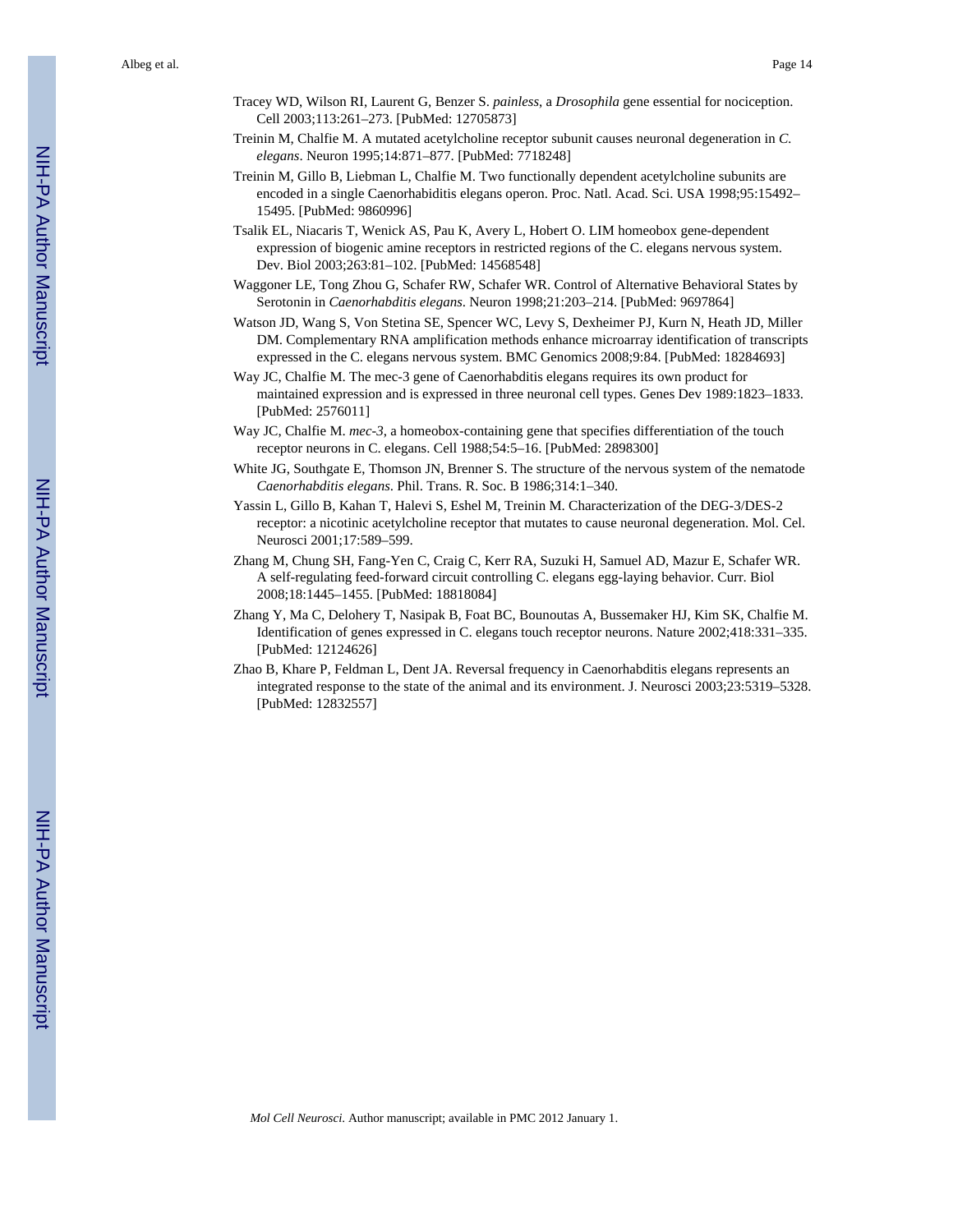Tracey WD, Wilson RI, Laurent G, Benzer S. *painless*, a *Drosophila* gene essential for nociception. Cell 2003;113:261–273. [PubMed: 12705873]

Treinin M, Chalfie M. A mutated acetylcholine receptor subunit causes neuronal degeneration in *C. elegans*. Neuron 1995;14:871–877. [PubMed: 7718248]

Treinin M, Gillo B, Liebman L, Chalfie M. Two functionally dependent acetylcholine subunits are encoded in a single Caenorhabiditis elegans operon. Proc. Natl. Acad. Sci. USA 1998;95:15492–15495. [PubMed: 9860996]

Tsalik EL, Niacaris T, Wenick AS, Pau K, Avery L, Hobert O. LIM homeobox gene-dependent expression of biogenic amine receptors in restricted regions of the C. elegans nervous system. Dev. Biol 2003;263:81–102. [PubMed: 14568548]

Waggoner LE, Tong Zhou G, Schafer RW, Schafer WR. Control of Alternative Behavioral States by Serotonin in *Caenorhabditis elegans*. Neuron 1998;21:203–214. [PubMed: 9697864]

Watson JD, Wang S, Von Stetina SE, Spencer WC, Levy S, Dexheimer PJ, Kurn N, Heath JD, Miller DM. Complementary RNA amplification methods enhance microarray identification of transcripts expressed in the C. elegans nervous system. BMC Genomics 2008;9:84. [PubMed: 18284693]

Way JC, Chalfie M. The mec-3 gene of Caenorhabditis elegans requires its own product for maintained expression and is expressed in three neuronal cell types. Genes Dev 1989:1823–1833. [PubMed: 2576011]

Way JC, Chalfie M. *mec-3*, a homeobox-containing gene that specifies differentiation of the touch receptor neurons in C. elegans. Cell 1988;54:5–16. [PubMed: 2898300]

White JG, Southgate E, Thomson JN, Brenner S. The structure of the nervous system of the nematode *Caenorhabditis elegans*. Phil. Trans. R. Soc. B 1986;314:1–340.

Yassin L, Gillo B, Kahan T, Halevi S, Eshel M, Treinin M. Characterization of the DEG-3/DES-2 receptor: a nicotinic acetylcholine receptor that mutates to cause neuronal degeneration. Mol. Cel. Neurosci 2001;17:589–599.

Zhang M, Chung SH, Fang-Yen C, Craig C, Kerr RA, Suzuki H, Samuel AD, Mazur E, Schafer WR. A self-regulating feed-forward circuit controlling C. elegans egg-laying behavior. Curr. Biol 2008;18:1445–1455. [PubMed: 18818084]

Zhang Y, Ma C, Delohery T, Nasipak B, Foat BC, Bounoutas A, Bussemaker HJ, Kim SK, Chalfie M. Identification of genes expressed in C. elegans touch receptor neurons. Nature 2002;418:331–335. [PubMed: 12124626]

Zhao B, Khare P, Feldman L, Dent JA. Reversal frequency in Caenorhabditis elegans represents an integrated response to the state of the animal and its environment. J. Neurosci 2003;23:5319–5328. [PubMed: 12832557]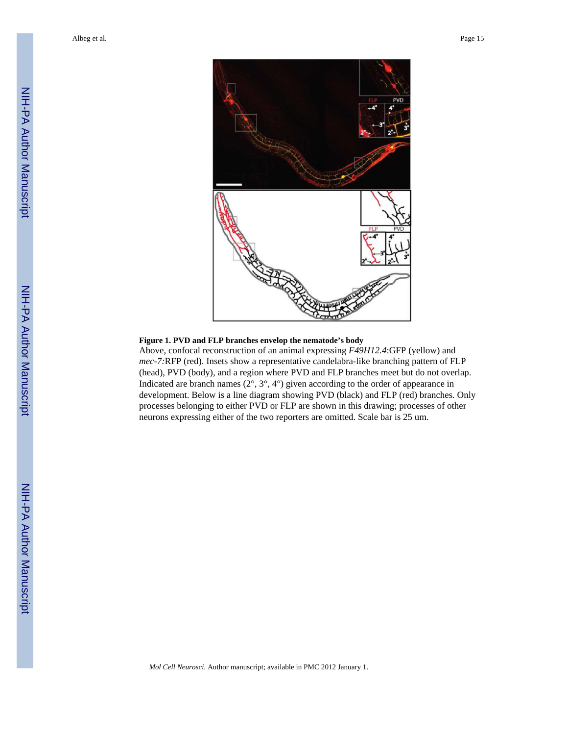**Figure 1. PVD and FLP branches envelop the nematode's body**

Above, confocal reconstruction of an animal expressing *F49H12.4*:GFP (yellow) and *mec-7*:RFP (red). Insets show a representative candelabra-like branching pattern of FLP (head), PVD (body), and a region where PVD and FLP branches meet but do not overlap. Indicated are branch names (2°, 3°, 4°) given according to the order of appearance in development. Below is a line diagram showing PVD (black) and FLP (red) branches. Only processes belonging to either PVD or FLP are shown in this drawing; processes of other neurons expressing either of the two reporters are omitted. Scale bar is 25 um.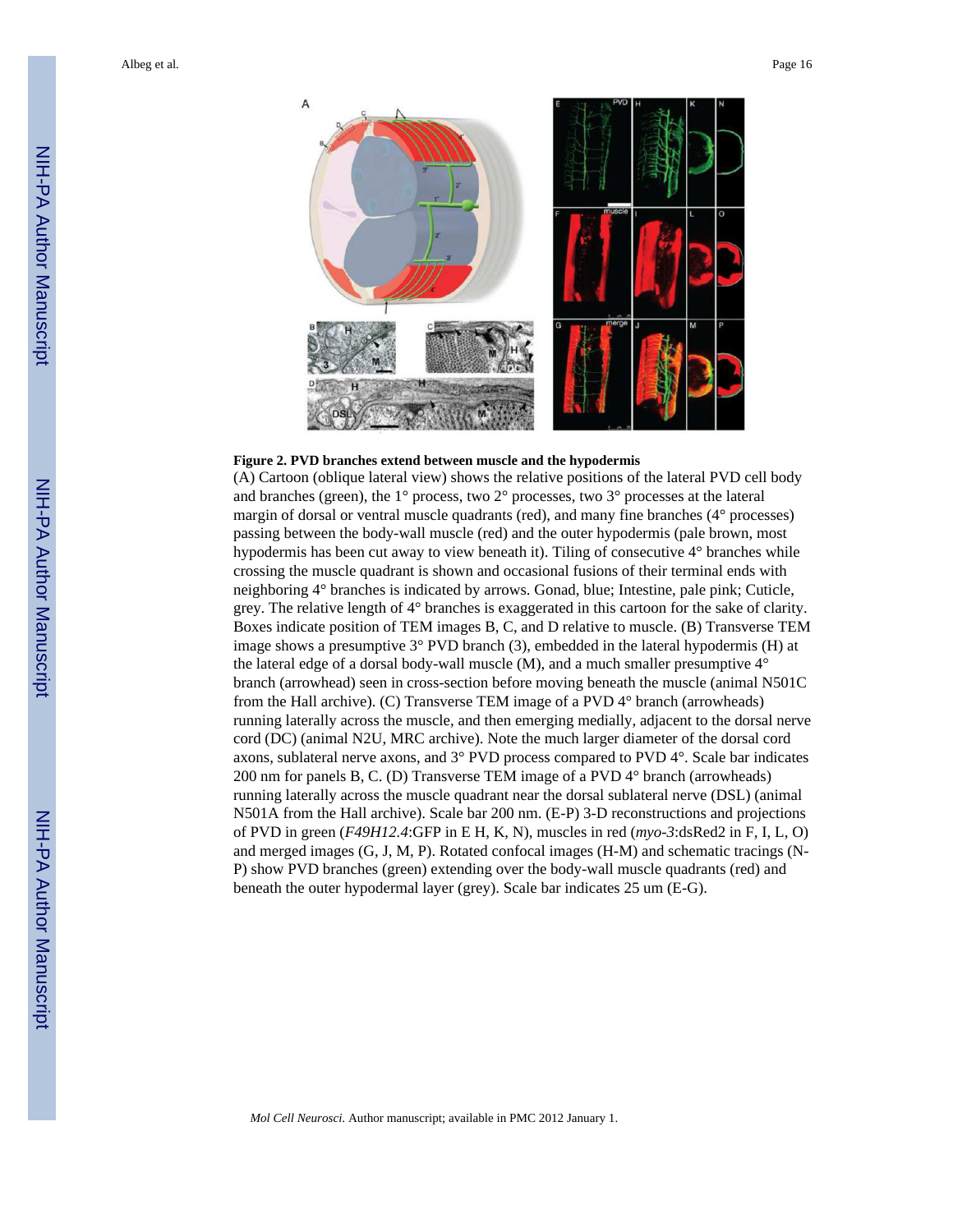**Figure 2. PVD branches extend between muscle and the hypodermis**

(A) Cartoon (oblique lateral view) shows the relative positions of the lateral PVD cell body and branches (green), the 1° process, two 2° processes, two 3° processes at the lateral margin of dorsal or ventral muscle quadrants (red), and many fine branches (4° processes) passing between the body-wall muscle (red) and the outer hypodermis (pale brown, most hypodermis has been cut away to view beneath it). Tiling of consecutive 4° branches while crossing the muscle quadrant is shown and occasional fusions of their terminal ends with neighboring 4° branches is indicated by arrows. Gonad, blue; Intestine, pale pink; Cuticle, grey. The relative length of 4° branches is exaggerated in this cartoon for the sake of clarity. Boxes indicate position of TEM images B, C, and D relative to muscle. (B) Transverse TEM image shows a presumptive 3° PVD branch (3), embedded in the lateral hypodermis (H) at the lateral edge of a dorsal body-wall muscle (M), and a much smaller presumptive 4° branch (arrowhead) seen in cross-section before moving beneath the muscle (animal N501C from the Hall archive). (C) Transverse TEM image of a PVD 4° branch (arrowheads) running laterally across the muscle, and then emerging medially, adjacent to the dorsal nerve cord (DC) (animal N2U, MRC archive). Note the much larger diameter of the dorsal cord axons, sublateral nerve axons, and 3° PVD process compared to PVD 4°. Scale bar indicates 200 nm for panels B, C. (D) Transverse TEM image of a PVD 4° branch (arrowheads) running laterally across the muscle quadrant near the dorsal sublateral nerve (DSL) (animal N501A from the Hall archive). Scale bar 200 nm. (E-P) 3-D reconstructions and projections of PVD in green (*F49H12.4*:GFP in E H, K, N), muscles in red (*myo-3*:dsRed2 in F, I, L, O) and merged images (G, J, M, P). Rotated confocal images (H-M) and schematic tracings (N-P) show PVD branches (green) extending over the body-wall muscle quadrants (red) and beneath the outer hypodermal layer (grey). Scale bar indicates 25 um (E-G).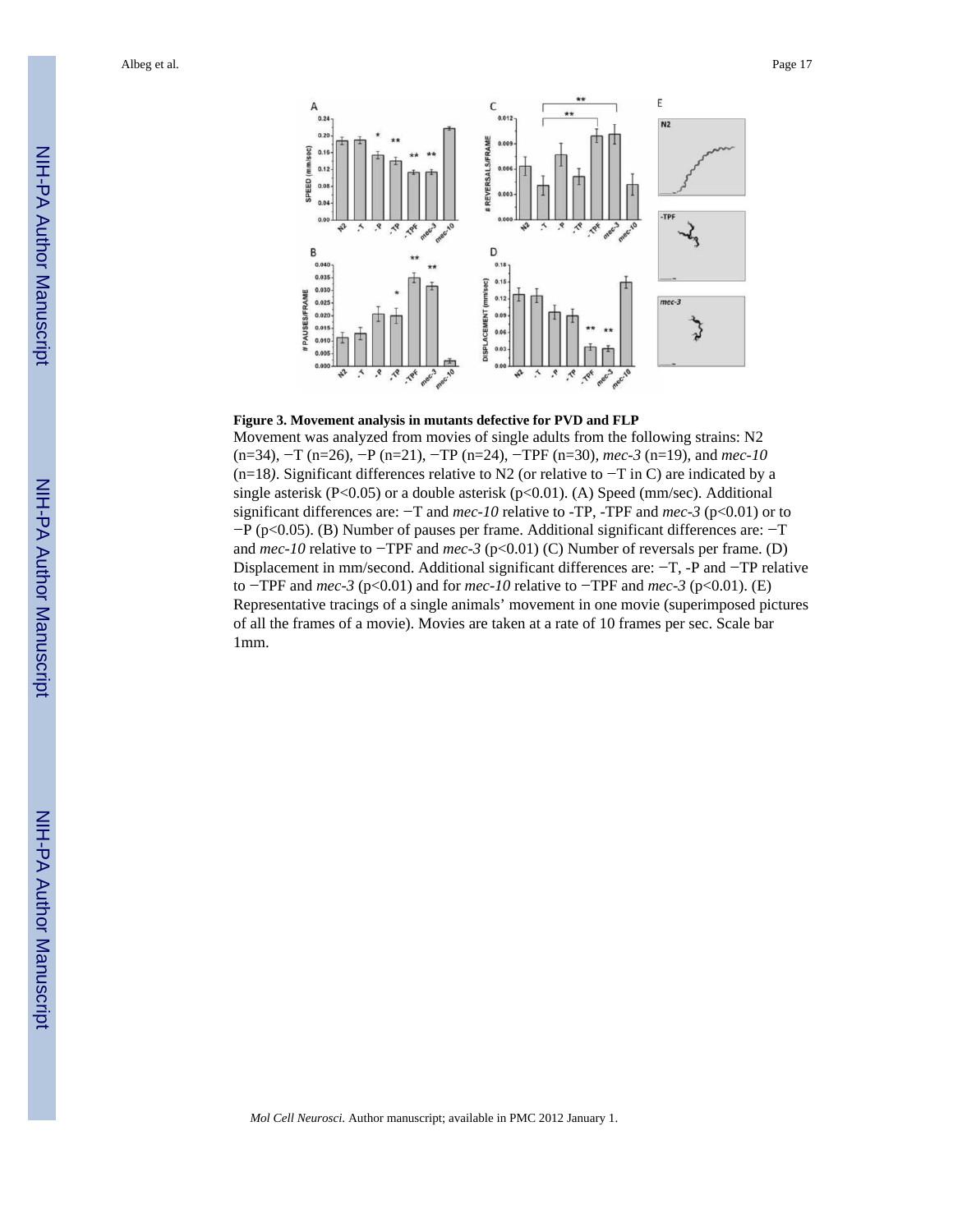**Figure 3. Movement analysis in mutants defective for PVD and FLP**

Movement was analyzed from movies of single adults from the following strains: N2 (n=34), −T (n=26), −P (n=21), −TP (n=24), −TPF (n=30), *mec-3* (n=19), and *mec-10* (n=18). Significant differences relative to N2 (or relative to −T in C) are indicated by a single asterisk (P<0.05) or a double asterisk (p<0.01). (A) Speed (mm/sec). Additional significant differences are: −T and *mec-10* relative to -TP, -TPF and *mec-3* (p<0.01) or to −P (p<0.05). (B) Number of pauses per frame. Additional significant differences are: −T and *mec-10* relative to −TPF and *mec-3* (p<0.01) (C) Number of reversals per frame. (D) Displacement in mm/second. Additional significant differences are: −T, -P and −TP relative to −TPF and *mec-3* (p<0.01) and for *mec-10* relative to −TPF and *mec-3* (p<0.01). (E) Representative tracings of a single animals' movement in one movie (superimposed pictures of all the frames of a movie). Movies are taken at a rate of 10 frames per sec. Scale bar 1mm.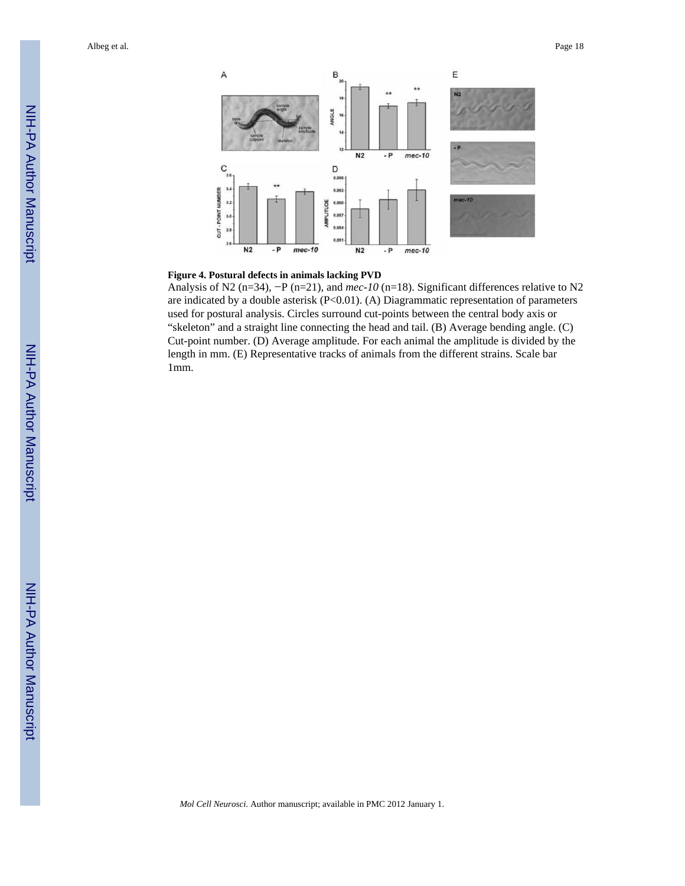A

sample angle

nose

tail

sample amplitude

sample cutpoint

skeleton

B

ANGLE

20

18

16

14

12

**

**

N2

- P

*mec-10*

E

N2

- P

*mec-10*

C

CUT - POINT NUMBER

3.6

3.4

3.2

3.0

2.8

2.6

**

N2

- P

*mec-10*

D

AMPLITUDE

0.066

0.063

0.060

0.057

0.054

0.051

N2

- P

*mec-10*

**Figure 4. Postural defects in animals lacking PVD**

Analysis of N2 (n=34), −P (n=21), and *mec-10* (n=18). Significant differences relative to N2 are indicated by a double asterisk (P<0.01). (A) Diagrammatic representation of parameters used for postural analysis. Circles surround cut-points between the central body axis or “skeleton” and a straight line connecting the head and tail. (B) Average bending angle. (C) Cut-point number. (D) Average amplitude. For each animal the amplitude is divided by the length in mm. (E) Representative tracks of animals from the different strains. Scale bar 1mm.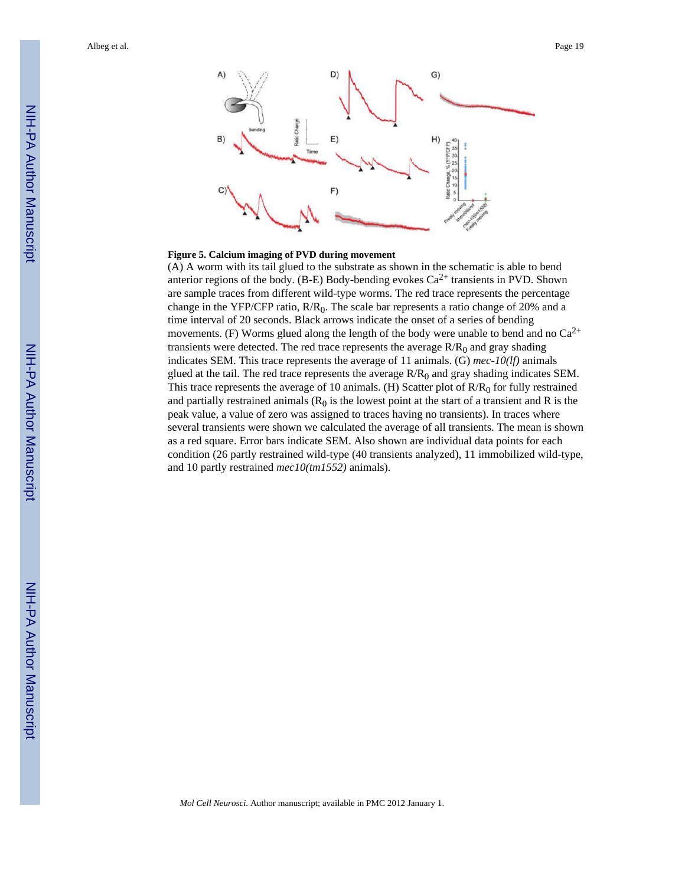A)

D)

G)

bending

Ratio Change

Time

B)

E)

H)

C)

F)

Ratio Change, % (YFP/CFP)

40
35
30
25
20
15
10
5
0

Freely moving

Immobilized

mec-10(tm1552) Freely moving

**Figure 5. Calcium imaging of PVD during movement**

(A) A worm with its tail glued to the substrate as shown in the schematic is able to bend anterior regions of the body. (B-E) Body-bending evokes $Ca^{2+}$ transients in PVD. Shown are sample traces from different wild-type worms. The red trace represents the percentage change in the YFP/CFP ratio, $R/R_0$. The scale bar represents a ratio change of 20% and a time interval of 20 seconds. Black arrows indicate the onset of a series of bending movements. (F) Worms glued along the length of the body were unable to bend and no $Ca^{2+}$ transients were detected. The red trace represents the average $R/R_0$ and gray shading indicates SEM. This trace represents the average of 11 animals. (G) *mec-10(lf)* animals glued at the tail. The red trace represents the average $R/R_0$ and gray shading indicates SEM. This trace represents the average of 10 animals. (H) Scatter plot of $R/R_0$ for fully restrained and partially restrained animals ($R_0$ is the lowest point at the start of a transient and R is the peak value, a value of zero was assigned to traces having no transients). In traces where several transients were shown we calculated the average of all transients. The mean is shown as a red square. Error bars indicate SEM. Also shown are individual data points for each condition (26 partly restrained wild-type (40 transients analyzed), 11 immobilized wild-type, and 10 partly restrained *mec10(tm1552)* animals).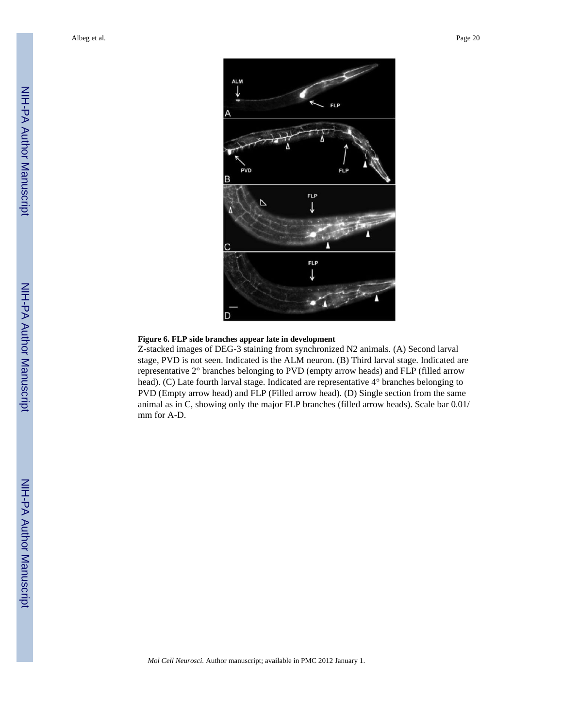ALM

FLP

A

PVD

FLP

B

FLP

C

FLP

D

**Figure 6. FLP side branches appear late in development**

Z-stacked images of DEG-3 staining from synchronized N2 animals. (A) Second larval stage, PVD is not seen. Indicated is the ALM neuron. (B) Third larval stage. Indicated are representative 2° branches belonging to PVD (empty arrow heads) and FLP (filled arrow head). (C) Late fourth larval stage. Indicated are representative 4° branches belonging to PVD (Empty arrow head) and FLP (Filled arrow head). (D) Single section from the same animal as in C, showing only the major FLP branches (filled arrow heads). Scale bar 0.01/mm for A-D.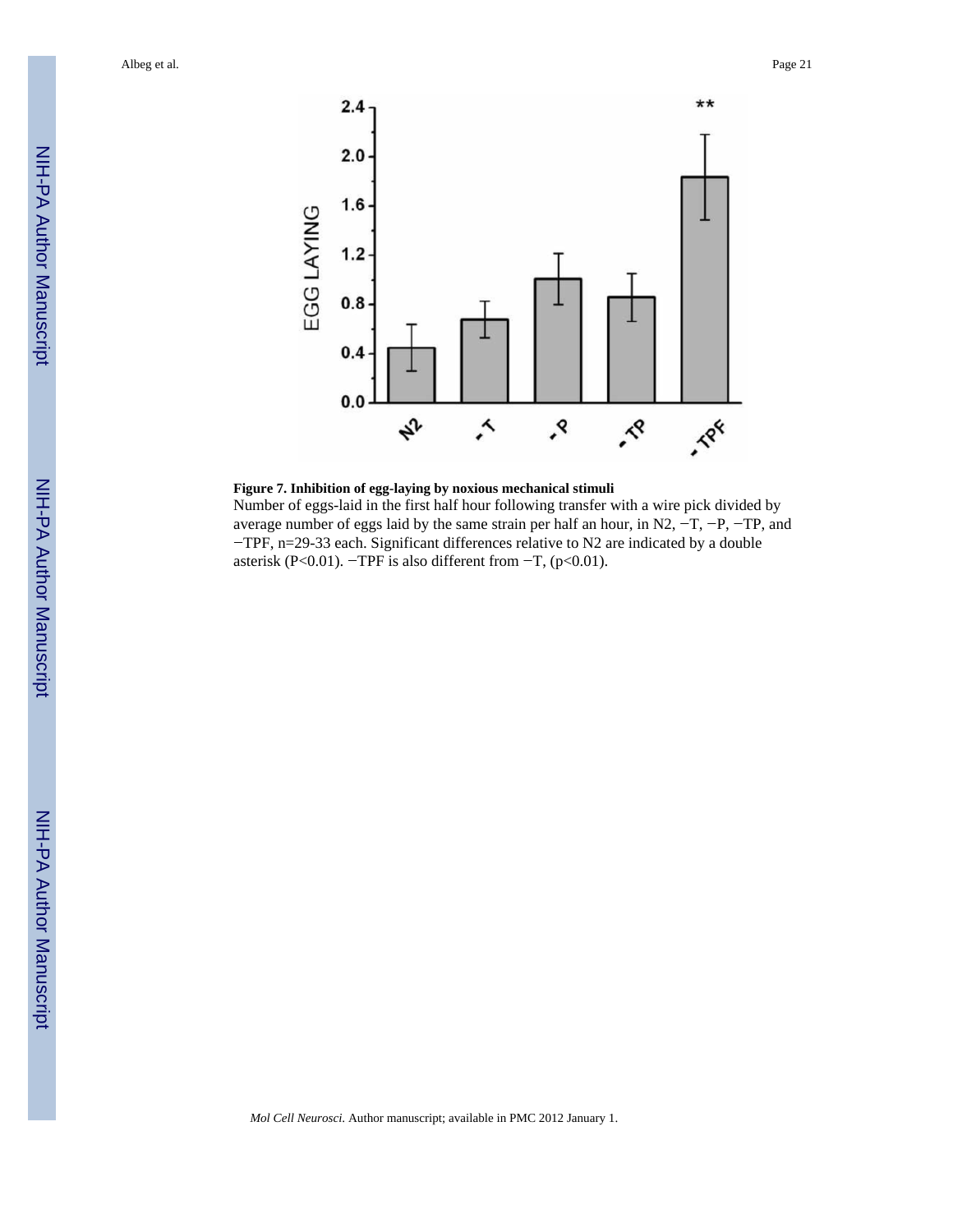EGG LAYING

2.4
2.0
1.6
1.2
0.8
0.4
0.0

**

N2
- T
- P
- TP
- TPF

**Figure 7. Inhibition of egg-laying by noxious mechanical stimuli**

Number of eggs-laid in the first half hour following transfer with a wire pick divided by average number of eggs laid by the same strain per half an hour, in N2, −T, −P, −TP, and −TPF, n=29-33 each. Significant differences relative to N2 are indicated by a double asterisk ($P<0.01$). −TPF is also different from −T, ($p<0.01$).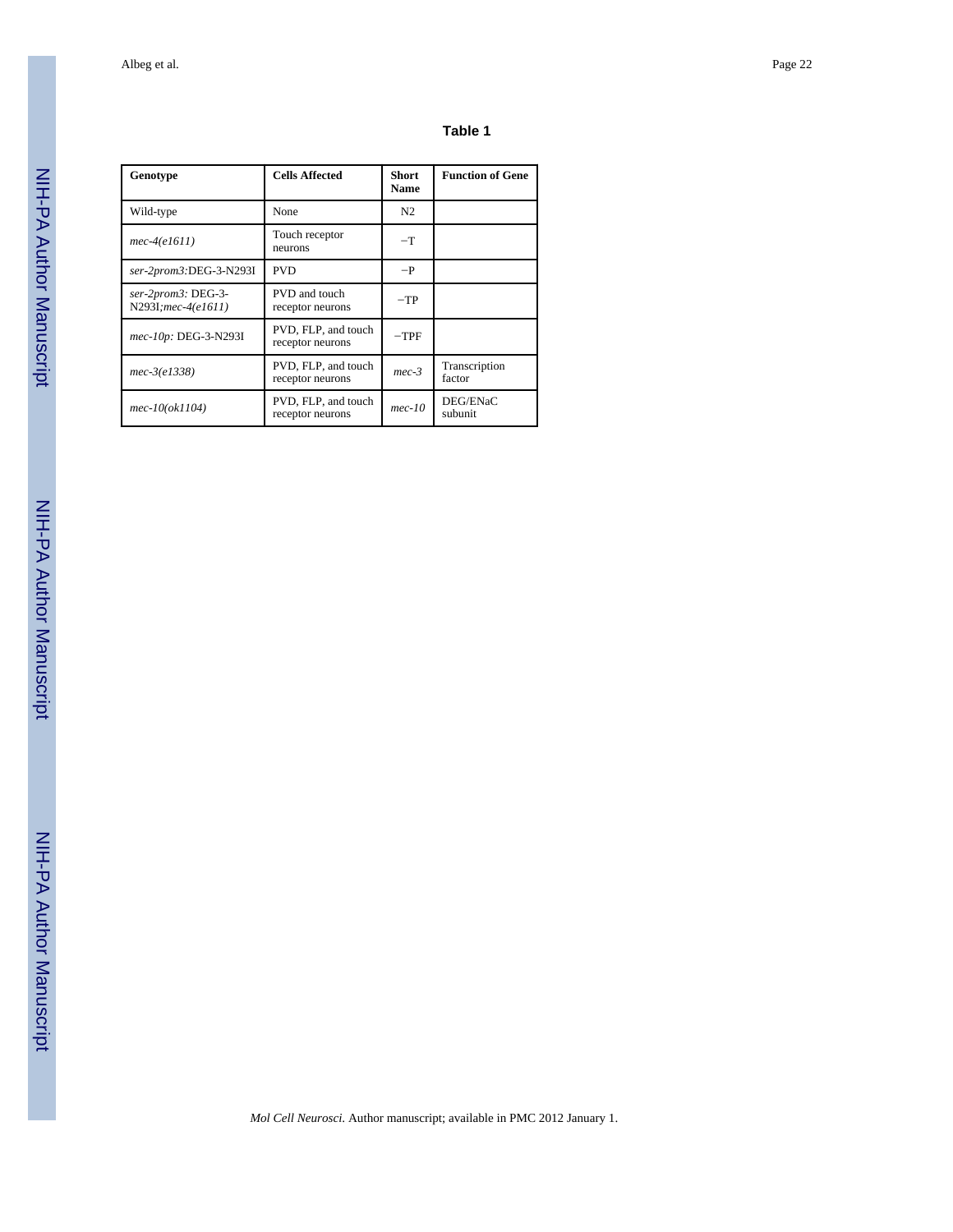## Table 1

| Genotype | Cells Affected | Short Name | Function of Gene |
|---|---|---|---|
| Wild-type | None | N2 | |
| *mec-4(e1611)* | Touch receptor neurons | −T | |
| *ser-2prom3:*DEG-3-N293I | PVD | −P | |
| *ser-2prom3:* DEG-3-N293I;*mec-4(e1611)* | PVD and touch receptor neurons | −TP | |
| *mec-10p:* DEG-3-N293I | PVD, FLP, and touch receptor neurons | −TPF | |
| *mec-3(e1338)* | PVD, FLP, and touch receptor neurons | *mec-3* | Transcription factor |
| *mec-10(ok1104)* | PVD, FLP, and touch receptor neurons | *mec-10* | DEG/ENaC subunit |